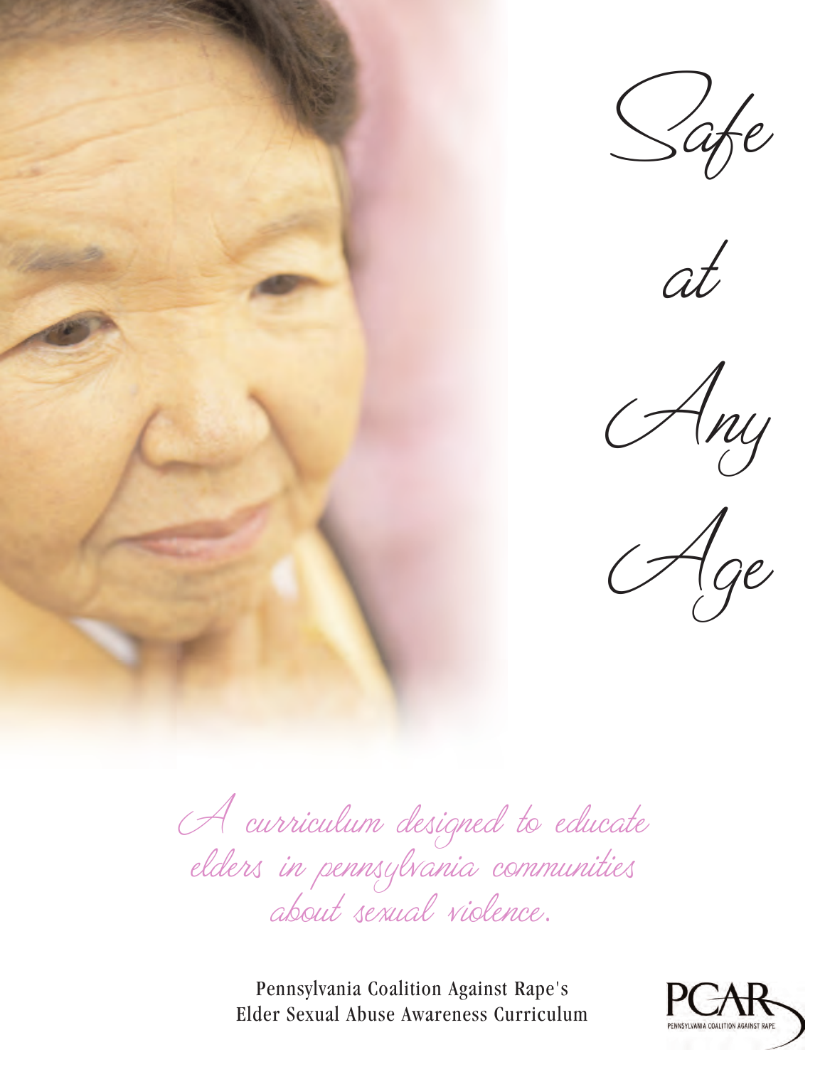# Safe at Any Age

*A curriculum designed to educate elders in pennsylvania communities about sexual violence.*

Pennsylvania Coalition Against Rape's
Elder Sexual Abuse Awareness Curriculum

PCAR
PENNSYLVANIA COALITION AGAINST RAPE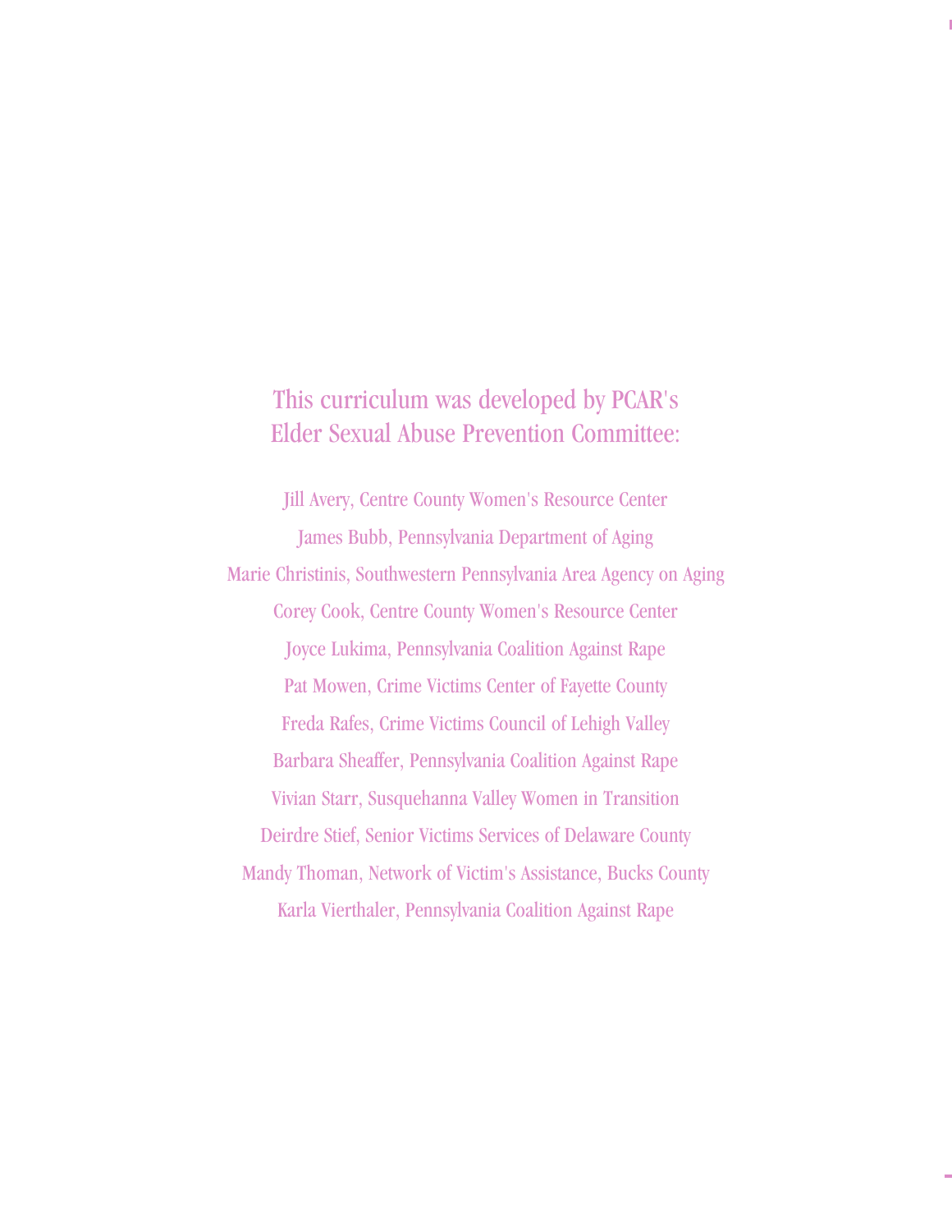## This curriculum was developed by PCAR's Elder Sexual Abuse Prevention Committee:

Jill Avery, Centre County Women's Resource Center

James Bubb, Pennsylvania Department of Aging

Marie Christinis, Southwestern Pennsylvania Area Agency on Aging

Corey Cook, Centre County Women's Resource Center

Joyce Lukima, Pennsylvania Coalition Against Rape

Pat Mowen, Crime Victims Center of Fayette County

Freda Rafes, Crime Victims Council of Lehigh Valley

Barbara Sheaffer, Pennsylvania Coalition Against Rape

Vivian Starr, Susquehanna Valley Women in Transition

Deirdre Stief, Senior Victims Services of Delaware County

Mandy Thoman, Network of Victim's Assistance, Bucks County

Karla Vierthaler, Pennsylvania Coalition Against Rape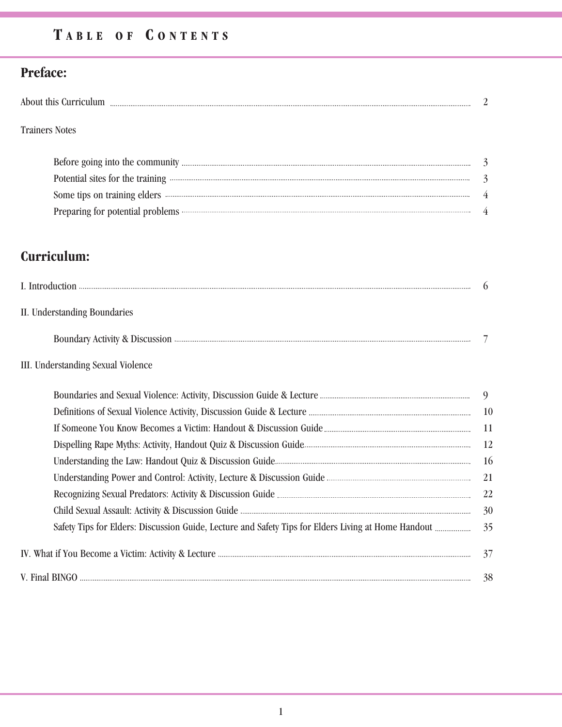# Table of Contents

## Preface:

About this Curriculum ..... 2

Trainers Notes

- Before going into the community ..... 3
- Potential sites for the training ..... 3
- Some tips on training elders ..... 4
- Preparing for potential problems ..... 4

## Curriculum:

I. Introduction ..... 6

II. Understanding Boundaries

- Boundary Activity & Discussion ..... 7

III. Understanding Sexual Violence

- Boundaries and Sexual Violence: Activity, Discussion Guide & Lecture ..... 9
- Definitions of Sexual Violence Activity, Discussion Guide & Lecture ..... 10
- If Someone You Know Becomes a Victim: Handout & Discussion Guide ..... 11
- Dispelling Rape Myths: Activity, Handout Quiz & Discussion Guide ..... 12
- Understanding the Law: Handout Quiz & Discussion Guide ..... 16
- Understanding Power and Control: Activity, Lecture & Discussion Guide ..... 21
- Recognizing Sexual Predators: Activity & Discussion Guide ..... 22
- Child Sexual Assault: Activity & Discussion Guide ..... 30
- Safety Tips for Elders: Discussion Guide, Lecture and Safety Tips for Elders Living at Home Handout ..... 35

IV. What if You Become a Victim: Activity & Lecture ..... 37

V. Final BINGO ..... 38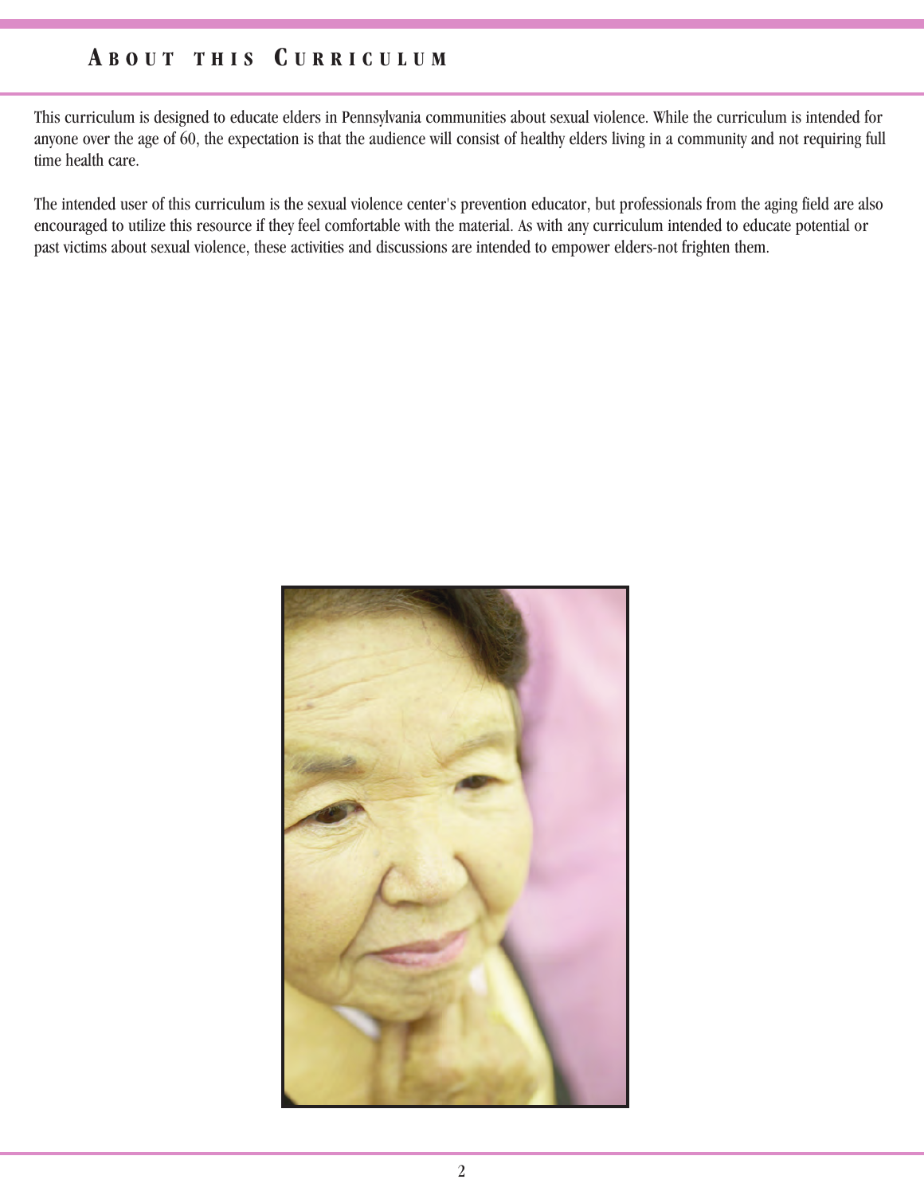## About this Curriculum

This curriculum is designed to educate elders in Pennsylvania communities about sexual violence. While the curriculum is intended for anyone over the age of 60, the expectation is that the audience will consist of healthy elders living in a community and not requiring full time health care.

The intended user of this curriculum is the sexual violence center's prevention educator, but professionals from the aging field are also encouraged to utilize this resource if they feel comfortable with the material. As with any curriculum intended to educate potential or past victims about sexual violence, these activities and discussions are intended to empower elders-not frighten them.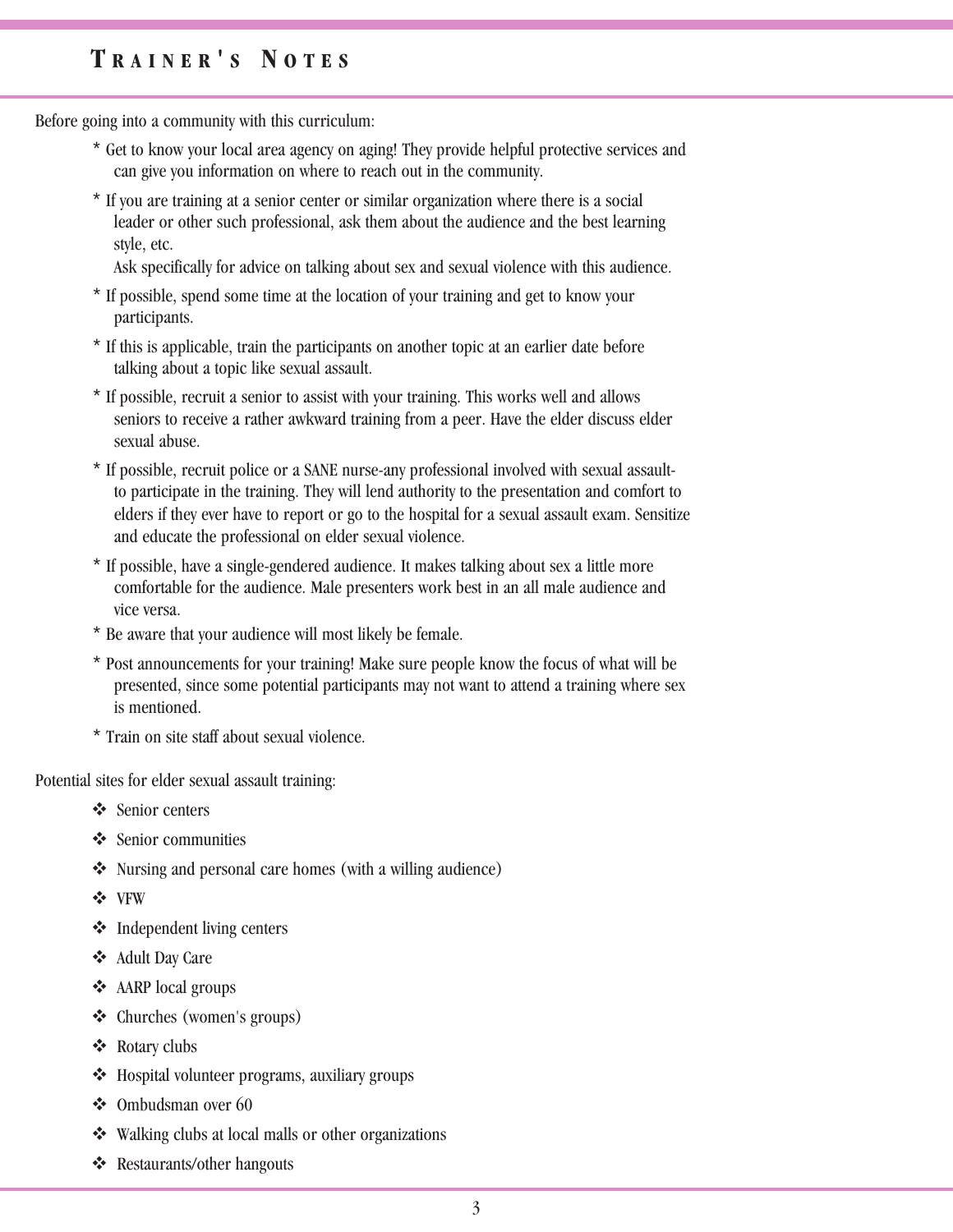# TRAINER'S NOTES

Before going into a community with this curriculum:

- Get to know your local area agency on aging! They provide helpful protective services and can give you information on where to reach out in the community.
- If you are training at a senior center or similar organization where there is a social leader or other such professional, ask them about the audience and the best learning style, etc.
  Ask specifically for advice on talking about sex and sexual violence with this audience.
- If possible, spend some time at the location of your training and get to know your participants.
- If this is applicable, train the participants on another topic at an earlier date before talking about a topic like sexual assault.
- If possible, recruit a senior to assist with your training. This works well and allows seniors to receive a rather awkward training from a peer. Have the elder discuss elder sexual abuse.
- If possible, recruit police or a SANE nurse-any professional involved with sexual assault-to participate in the training. They will lend authority to the presentation and comfort to elders if they ever have to report or go to the hospital for a sexual assault exam. Sensitize and educate the professional on elder sexual violence.
- If possible, have a single-gendered audience. It makes talking about sex a little more comfortable for the audience. Male presenters work best in an all male audience and vice versa.
- Be aware that your audience will most likely be female.
- Post announcements for your training! Make sure people know the focus of what will be presented, since some potential participants may not want to attend a training where sex is mentioned.
- Train on site staff about sexual violence.

Potential sites for elder sexual assault training:

- Senior centers
- Senior communities
- Nursing and personal care homes (with a willing audience)
- VFW
- Independent living centers
- Adult Day Care
- AARP local groups
- Churches (women's groups)
- Rotary clubs
- Hospital volunteer programs, auxiliary groups
- Ombudsman over 60
- Walking clubs at local malls or other organizations
- Restaurants/other hangouts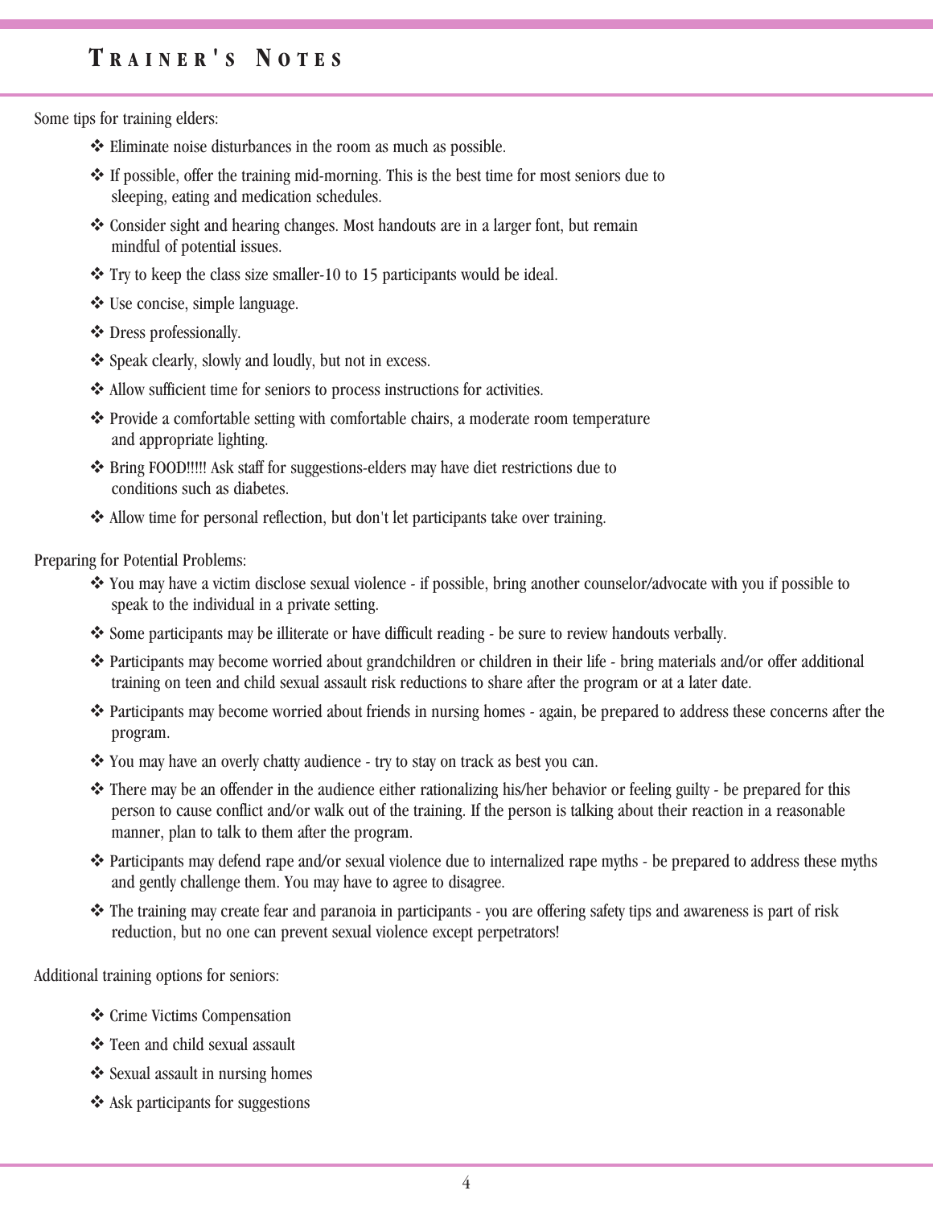# TRAINER'S NOTES

Some tips for training elders:

- Eliminate noise disturbances in the room as much as possible.
- If possible, offer the training mid-morning. This is the best time for most seniors due to sleeping, eating and medication schedules.
- Consider sight and hearing changes. Most handouts are in a larger font, but remain mindful of potential issues.
- Try to keep the class size smaller-10 to 15 participants would be ideal.
- Use concise, simple language.
- Dress professionally.
- Speak clearly, slowly and loudly, but not in excess.
- Allow sufficient time for seniors to process instructions for activities.
- Provide a comfortable setting with comfortable chairs, a moderate room temperature and appropriate lighting.
- Bring FOOD!!!!! Ask staff for suggestions-elders may have diet restrictions due to conditions such as diabetes.
- Allow time for personal reflection, but don't let participants take over training.

Preparing for Potential Problems:

- You may have a victim disclose sexual violence - if possible, bring another counselor/advocate with you if possible to speak to the individual in a private setting.
- Some participants may be illiterate or have difficult reading - be sure to review handouts verbally.
- Participants may become worried about grandchildren or children in their life - bring materials and/or offer additional training on teen and child sexual assault risk reductions to share after the program or at a later date.
- Participants may become worried about friends in nursing homes - again, be prepared to address these concerns after the program.
- You may have an overly chatty audience - try to stay on track as best you can.
- There may be an offender in the audience either rationalizing his/her behavior or feeling guilty - be prepared for this person to cause conflict and/or walk out of the training. If the person is talking about their reaction in a reasonable manner, plan to talk to them after the program.
- Participants may defend rape and/or sexual violence due to internalized rape myths - be prepared to address these myths and gently challenge them. You may have to agree to disagree.
- The training may create fear and paranoia in participants - you are offering safety tips and awareness is part of risk reduction, but no one can prevent sexual violence except perpetrators!

Additional training options for seniors:

- Crime Victims Compensation
- Teen and child sexual assault
- Sexual assault in nursing homes
- Ask participants for suggestions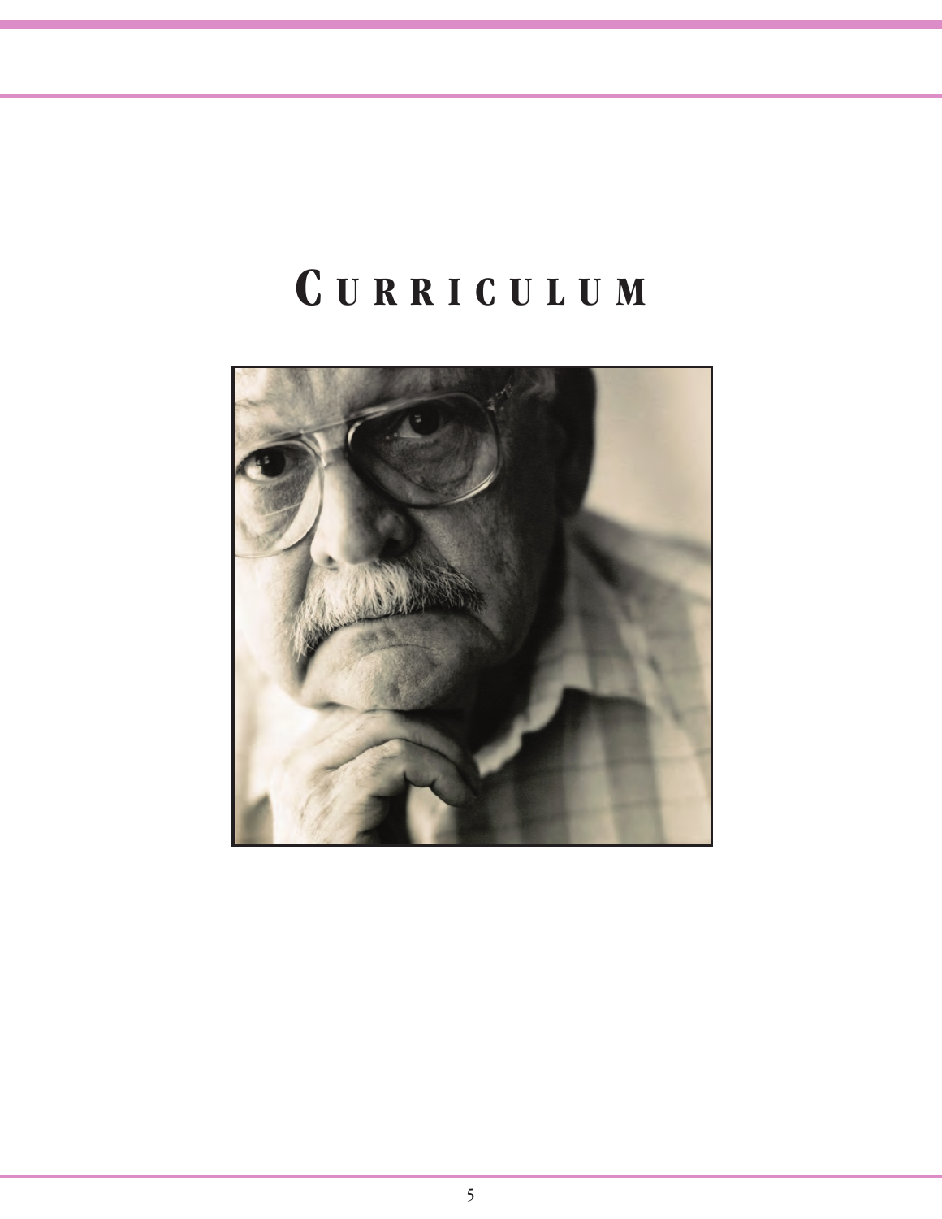# CURRICULUM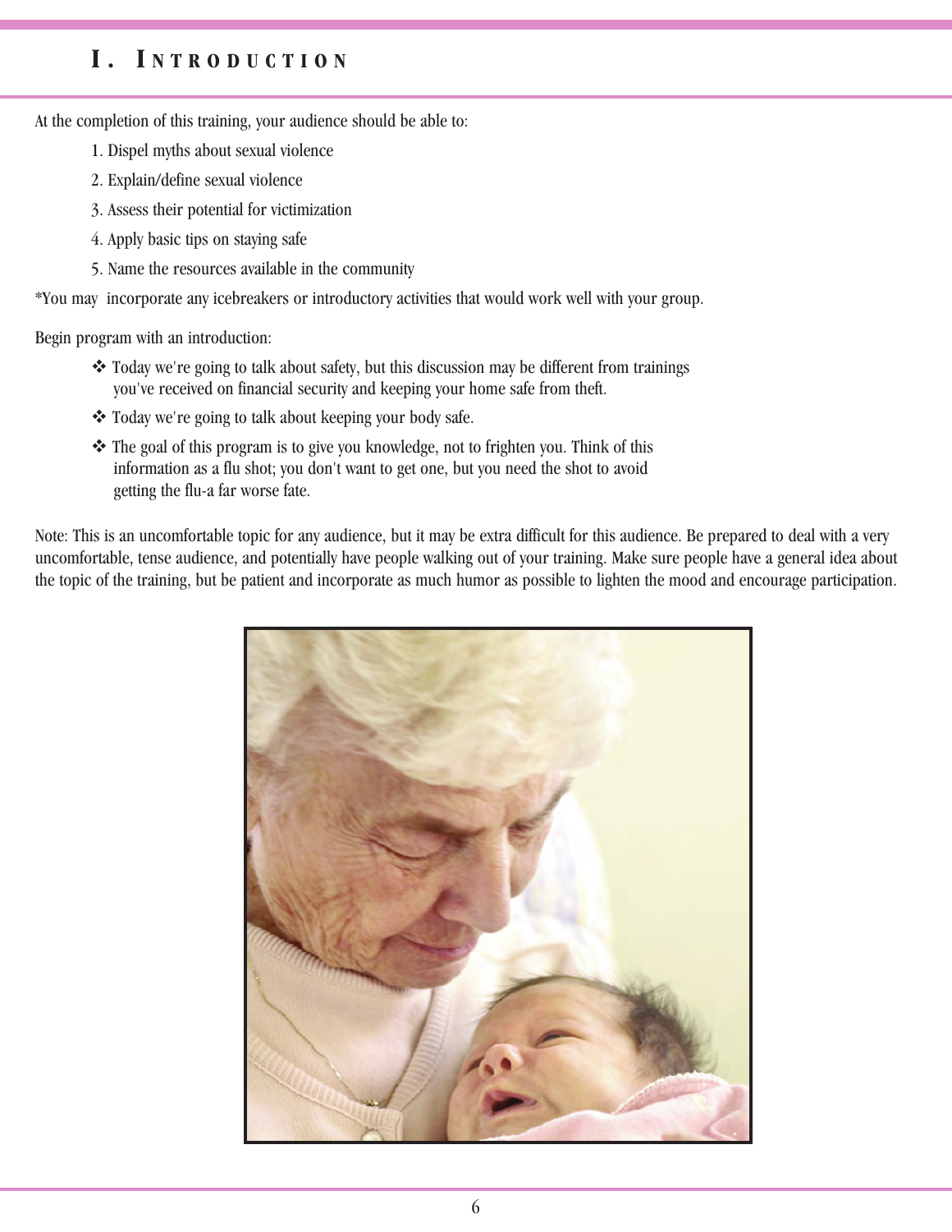# I. Introduction

At the completion of this training, your audience should be able to:

1. Dispel myths about sexual violence
2. Explain/define sexual violence
3. Assess their potential for victimization
4. Apply basic tips on staying safe
5. Name the resources available in the community

*You may incorporate any icebreakers or introductory activities that would work well with your group.

Begin program with an introduction:

- Today we're going to talk about safety, but this discussion may be different from trainings you've received on financial security and keeping your home safe from theft.
- Today we're going to talk about keeping your body safe.
- The goal of this program is to give you knowledge, not to frighten you. Think of this information as a flu shot; you don't want to get one, but you need the shot to avoid getting the flu-a far worse fate.

Note: This is an uncomfortable topic for any audience, but it may be extra difficult for this audience. Be prepared to deal with a very uncomfortable, tense audience, and potentially have people walking out of your training. Make sure people have a general idea about the topic of the training, but be patient and incorporate as much humor as possible to lighten the mood and encourage participation.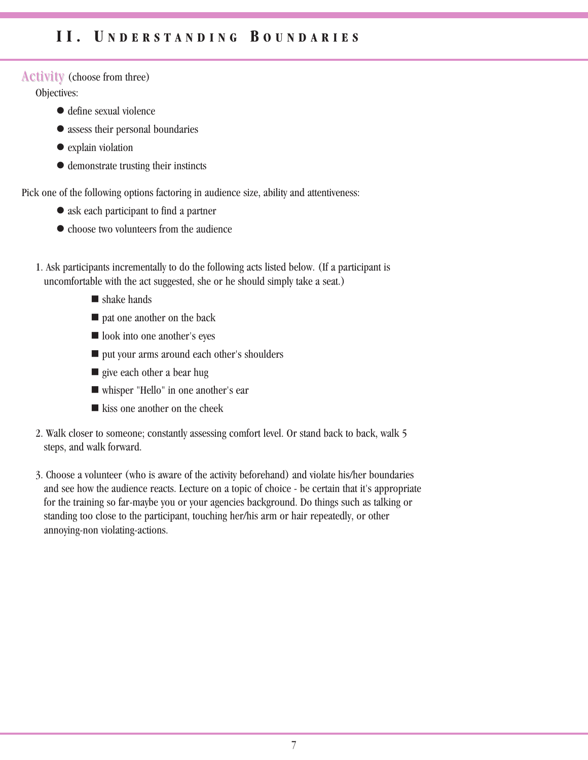# II. Understanding Boundaries

**Activity** (choose from three)

Objectives:

- define sexual violence
- assess their personal boundaries
- explain violation
- demonstrate trusting their instincts

Pick one of the following options factoring in audience size, ability and attentiveness:

- ask each participant to find a partner
- choose two volunteers from the audience

1. Ask participants incrementally to do the following acts listed below. (If a participant is uncomfortable with the act suggested, she or he should simply take a seat.)
   - shake hands
   - pat one another on the back
   - look into one another's eyes
   - put your arms around each other's shoulders
   - give each other a bear hug
   - whisper "Hello" in one another's ear
   - kiss one another on the cheek

2. Walk closer to someone; constantly assessing comfort level. Or stand back to back, walk 5 steps, and walk forward.

3. Choose a volunteer (who is aware of the activity beforehand) and violate his/her boundaries and see how the audience reacts. Lecture on a topic of choice - be certain that it's appropriate for the training so far-maybe you or your agencies background. Do things such as talking or standing too close to the participant, touching her/his arm or hair repeatedly, or other annoying-non violating-actions.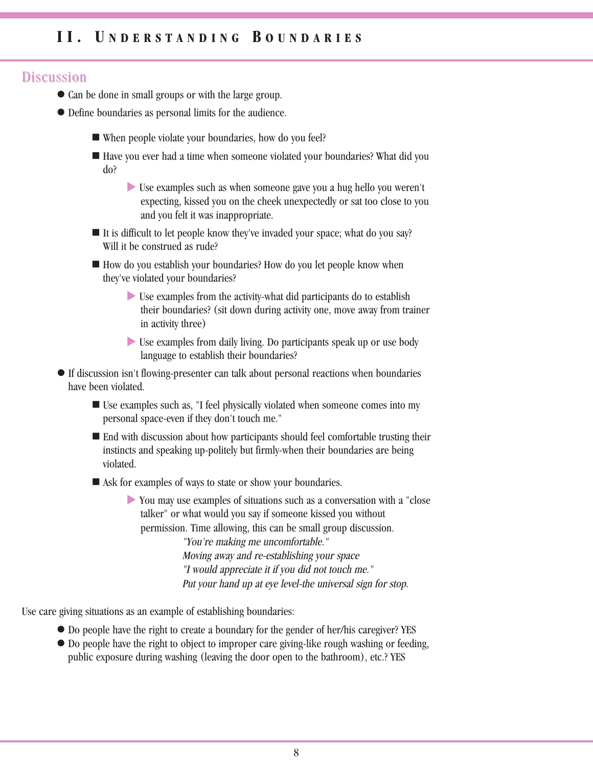## II. Understanding Boundaries

### Discussion

- Can be done in small groups or with the large group.
- Define boundaries as personal limits for the audience.
    - When people violate your boundaries, how do you feel?
    - Have you ever had a time when someone violated your boundaries? What did you do?
        - Use examples such as when someone gave you a hug hello you weren't expecting, kissed you on the cheek unexpectedly or sat too close to you and you felt it was inappropriate.
    - It is difficult to let people know they've invaded your space; what do you say? Will it be construed as rude?
    - How do you establish your boundaries? How do you let people know when they've violated your boundaries?
        - Use examples from the activity-what did participants do to establish their boundaries? (sit down during activity one, move away from trainer in activity three)
        - Use examples from daily living. Do participants speak up or use body language to establish their boundaries?
- If discussion isn't flowing-presenter can talk about personal reactions when boundaries have been violated.
    - Use examples such as, "I feel physically violated when someone comes into my personal space-even if they don't touch me."
    - End with discussion about how participants should feel comfortable trusting their instincts and speaking up-politely but firmly-when their boundaries are being violated.
    - Ask for examples of ways to state or show your boundaries.
        - You may use examples of situations such as a conversation with a "close talker" or what would you say if someone kissed you without permission. Time allowing, this can be small group discussion.

          *"You're making me uncomfortable."*
          *Moving away and re-establishing your space*
          *"I would appreciate it if you did not touch me."*
          *Put your hand up at eye level-the universal sign for stop.*

Use care giving situations as an example of establishing boundaries:

- Do people have the right to create a boundary for the gender of her/his caregiver? YES
- Do people have the right to object to improper care giving-like rough washing or feeding, public exposure during washing (leaving the door open to the bathroom), etc.? YES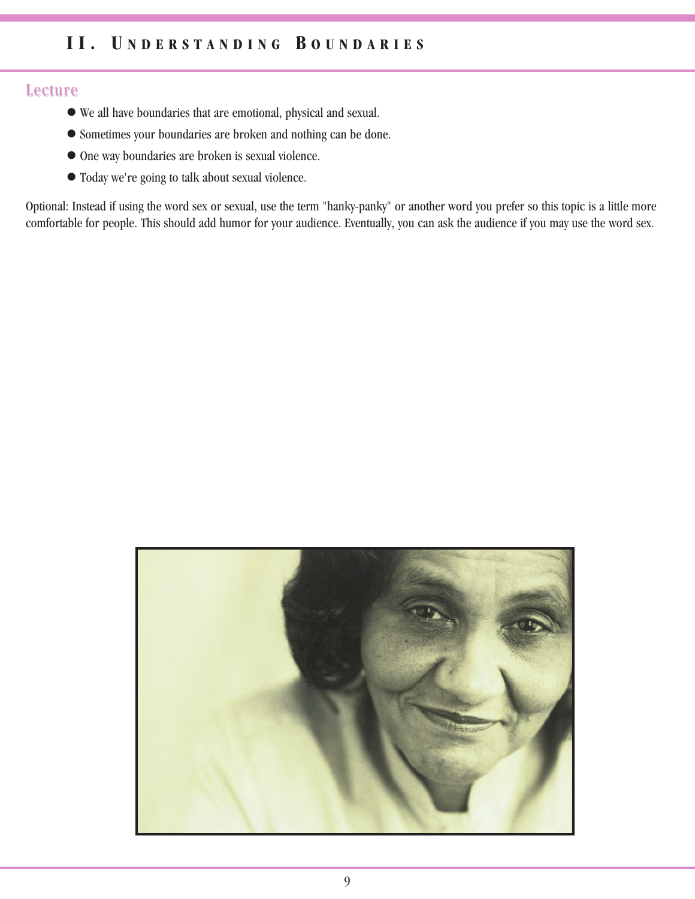# II. Understanding Boundaries

## Lecture

- We all have boundaries that are emotional, physical and sexual.
- Sometimes your boundaries are broken and nothing can be done.
- One way boundaries are broken is sexual violence.
- Today we're going to talk about sexual violence.

Optional: Instead if using the word sex or sexual, use the term "hanky-panky" or another word you prefer so this topic is a little more comfortable for people. This should add humor for your audience. Eventually, you can ask the audience if you may use the word sex.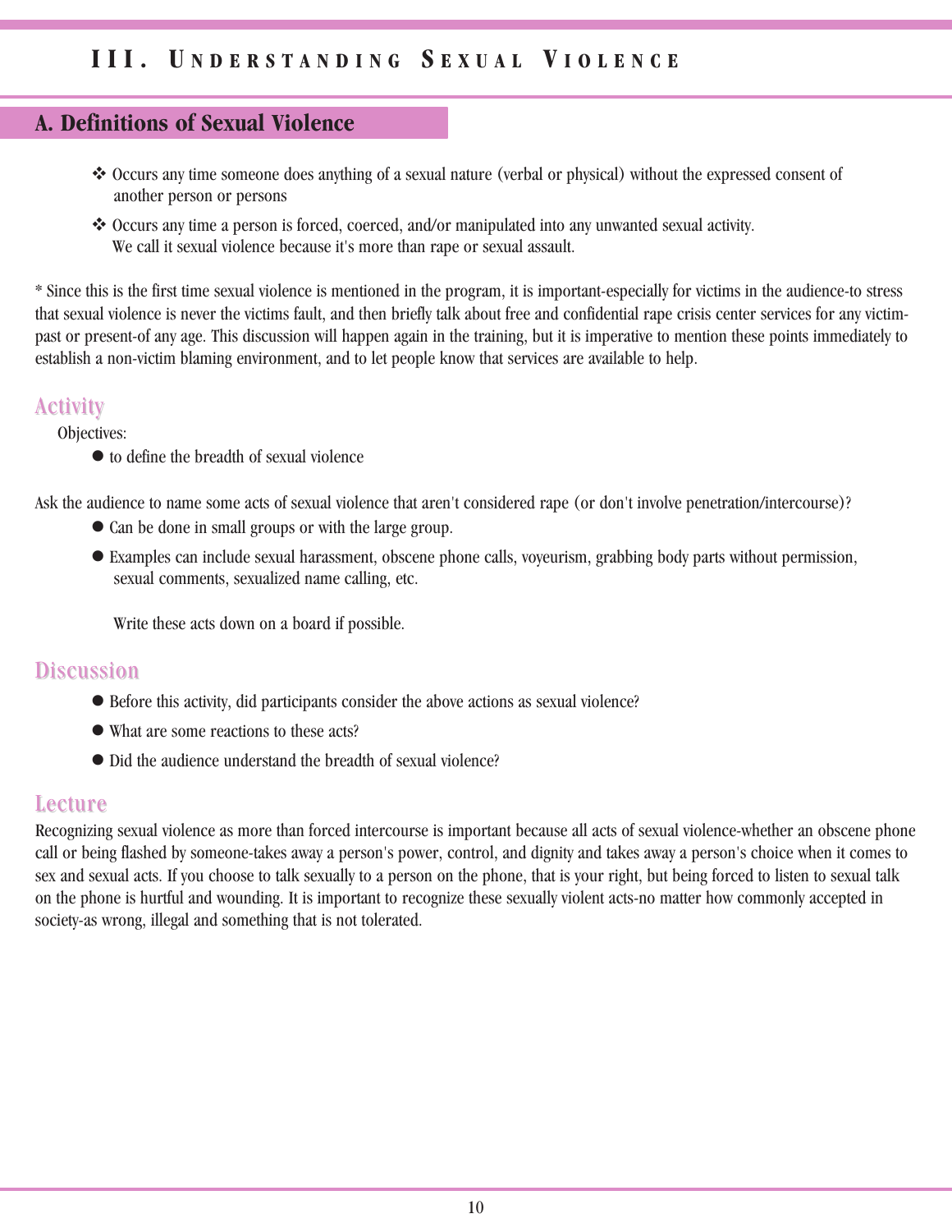# III. Understanding Sexual Violence

## A. Definitions of Sexual Violence

- Occurs any time someone does anything of a sexual nature (verbal or physical) without the expressed consent of another person or persons
- Occurs any time a person is forced, coerced, and/or manipulated into any unwanted sexual activity. We call it sexual violence because it's more than rape or sexual assault.

* Since this is the first time sexual violence is mentioned in the program, it is important-especially for victims in the audience-to stress that sexual violence is never the victims fault, and then briefly talk about free and confidential rape crisis center services for any victim-past or present-of any age. This discussion will happen again in the training, but it is imperative to mention these points immediately to establish a non-victim blaming environment, and to let people know that services are available to help.

### Activity

Objectives:

- to define the breadth of sexual violence

Ask the audience to name some acts of sexual violence that aren't considered rape (or don't involve penetration/intercourse)?

- Can be done in small groups or with the large group.
- Examples can include sexual harassment, obscene phone calls, voyeurism, grabbing body parts without permission, sexual comments, sexualized name calling, etc.

  Write these acts down on a board if possible.

### Discussion

- Before this activity, did participants consider the above actions as sexual violence?
- What are some reactions to these acts?
- Did the audience understand the breadth of sexual violence?

### Lecture

Recognizing sexual violence as more than forced intercourse is important because all acts of sexual violence-whether an obscene phone call or being flashed by someone-takes away a person's power, control, and dignity and takes away a person's choice when it comes to sex and sexual acts. If you choose to talk sexually to a person on the phone, that is your right, but being forced to listen to sexual talk on the phone is hurtful and wounding. It is important to recognize these sexually violent acts-no matter how commonly accepted in society-as wrong, illegal and something that is not tolerated.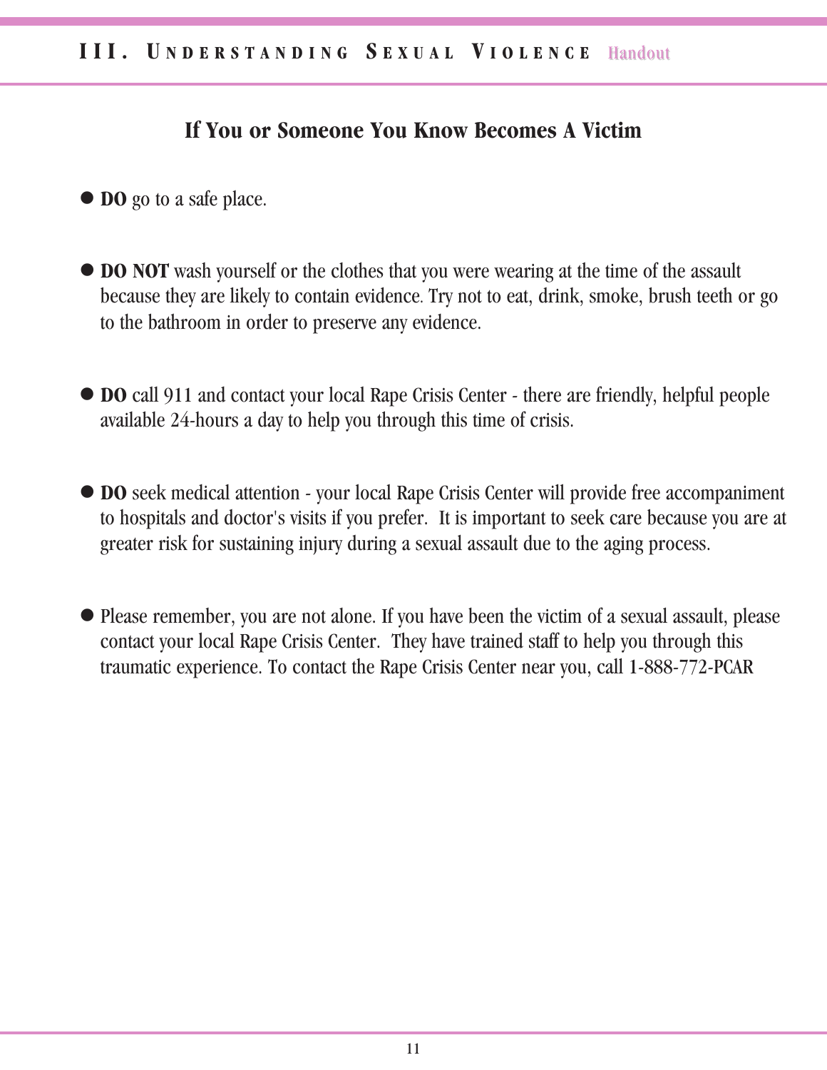## If You or Someone You Know Becomes A Victim

- **DO** go to a safe place.

- **DO NOT** wash yourself or the clothes that you were wearing at the time of the assault because they are likely to contain evidence. Try not to eat, drink, smoke, brush teeth or go to the bathroom in order to preserve any evidence.

- **DO** call 911 and contact your local Rape Crisis Center - there are friendly, helpful people available 24-hours a day to help you through this time of crisis.

- **DO** seek medical attention - your local Rape Crisis Center will provide free accompaniment to hospitals and doctor's visits if you prefer. It is important to seek care because you are at greater risk for sustaining injury during a sexual assault due to the aging process.

- Please remember, you are not alone. If you have been the victim of a sexual assault, please contact your local Rape Crisis Center. They have trained staff to help you through this traumatic experience. To contact the Rape Crisis Center near you, call 1-888-772-PCAR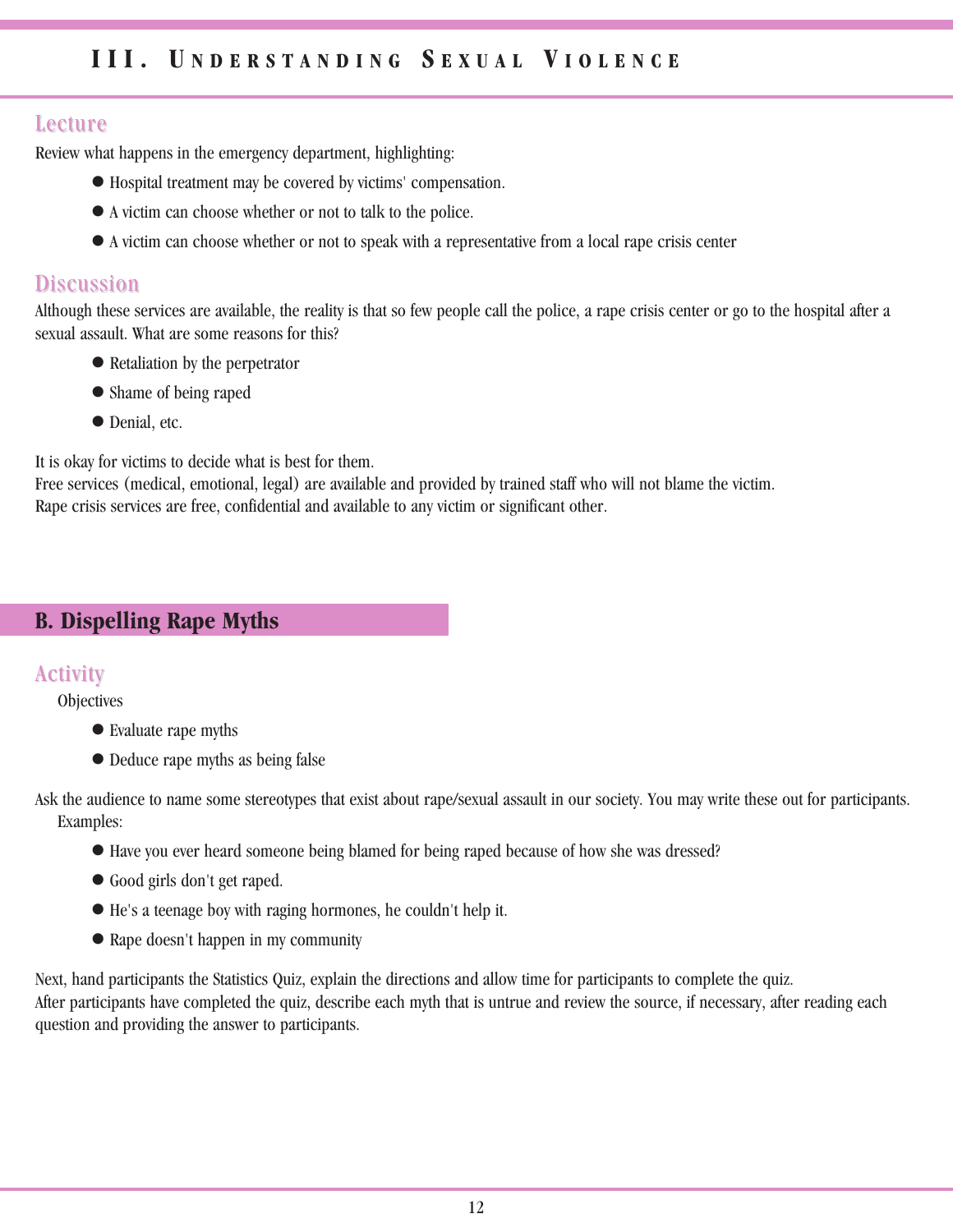### Lecture

Review what happens in the emergency department, highlighting:

- Hospital treatment may be covered by victims' compensation.
- A victim can choose whether or not to talk to the police.
- A victim can choose whether or not to speak with a representative from a local rape crisis center

### Discussion

Although these services are available, the reality is that so few people call the police, a rape crisis center or go to the hospital after a sexual assault. What are some reasons for this?

- Retaliation by the perpetrator
- Shame of being raped
- Denial, etc.

It is okay for victims to decide what is best for them.
Free services (medical, emotional, legal) are available and provided by trained staff who will not blame the victim.
Rape crisis services are free, confidential and available to any victim or significant other.

## B. Dispelling Rape Myths

### Activity

Objectives

- Evaluate rape myths
- Deduce rape myths as being false

Ask the audience to name some stereotypes that exist about rape/sexual assault in our society. You may write these out for participants.
Examples:

- Have you ever heard someone being blamed for being raped because of how she was dressed?
- Good girls don't get raped.
- He's a teenage boy with raging hormones, he couldn't help it.
- Rape doesn't happen in my community

Next, hand participants the Statistics Quiz, explain the directions and allow time for participants to complete the quiz.
After participants have completed the quiz, describe each myth that is untrue and review the source, if necessary, after reading each question and providing the answer to participants.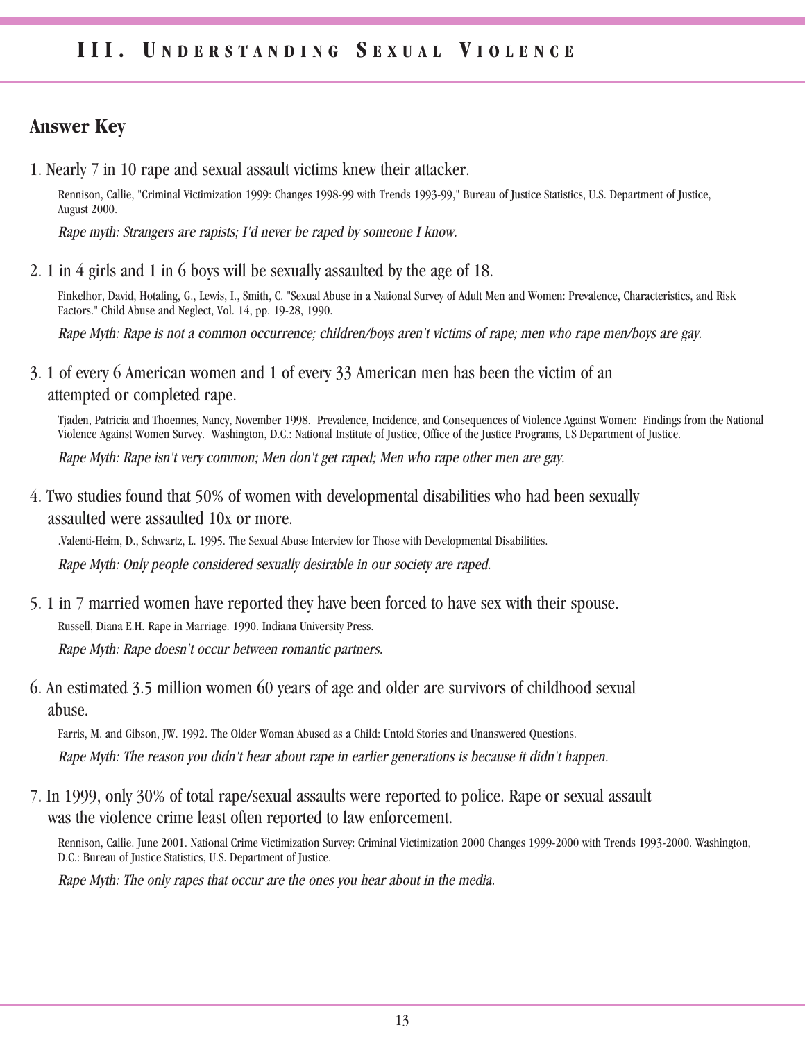## Answer Key

1. Nearly 7 in 10 rape and sexual assault victims knew their attacker.

   Rennison, Callie, "Criminal Victimization 1999: Changes 1998-99 with Trends 1993-99," Bureau of Justice Statistics, U.S. Department of Justice, August 2000.

   *Rape myth: Strangers are rapists; I'd never be raped by someone I know.*

2. 1 in 4 girls and 1 in 6 boys will be sexually assaulted by the age of 18.

   Finkelhor, David, Hotaling, G., Lewis, I., Smith, C. "Sexual Abuse in a National Survey of Adult Men and Women: Prevalence, Characteristics, and Risk Factors." Child Abuse and Neglect, Vol. 14, pp. 19-28, 1990.

   *Rape Myth: Rape is not a common occurrence; children/boys aren't victims of rape; men who rape men/boys are gay.*

3. 1 of every 6 American women and 1 of every 33 American men has been the victim of an attempted or completed rape.

   Tjaden, Patricia and Thoennes, Nancy, November 1998. Prevalence, Incidence, and Consequences of Violence Against Women: Findings from the National Violence Against Women Survey. Washington, D.C.: National Institute of Justice, Office of the Justice Programs, US Department of Justice.

   *Rape Myth: Rape isn't very common; Men don't get raped; Men who rape other men are gay.*

4. Two studies found that 50% of women with developmental disabilities who had been sexually assaulted were assaulted 10x or more.

   .Valenti-Heim, D., Schwartz, L. 1995. The Sexual Abuse Interview for Those with Developmental Disabilities.

   *Rape Myth: Only people considered sexually desirable in our society are raped.*

5. 1 in 7 married women have reported they have been forced to have sex with their spouse.

   Russell, Diana E.H. Rape in Marriage. 1990. Indiana University Press.

   *Rape Myth: Rape doesn't occur between romantic partners.*

6. An estimated 3.5 million women 60 years of age and older are survivors of childhood sexual abuse.

   Farris, M. and Gibson, JW. 1992. The Older Woman Abused as a Child: Untold Stories and Unanswered Questions.

   *Rape Myth: The reason you didn't hear about rape in earlier generations is because it didn't happen.*

7. In 1999, only 30% of total rape/sexual assaults were reported to police. Rape or sexual assault was the violence crime least often reported to law enforcement.

   Rennison, Callie. June 2001. National Crime Victimization Survey: Criminal Victimization 2000 Changes 1999-2000 with Trends 1993-2000. Washington, D.C.: Bureau of Justice Statistics, U.S. Department of Justice.

   *Rape Myth: The only rapes that occur are the ones you hear about in the media.*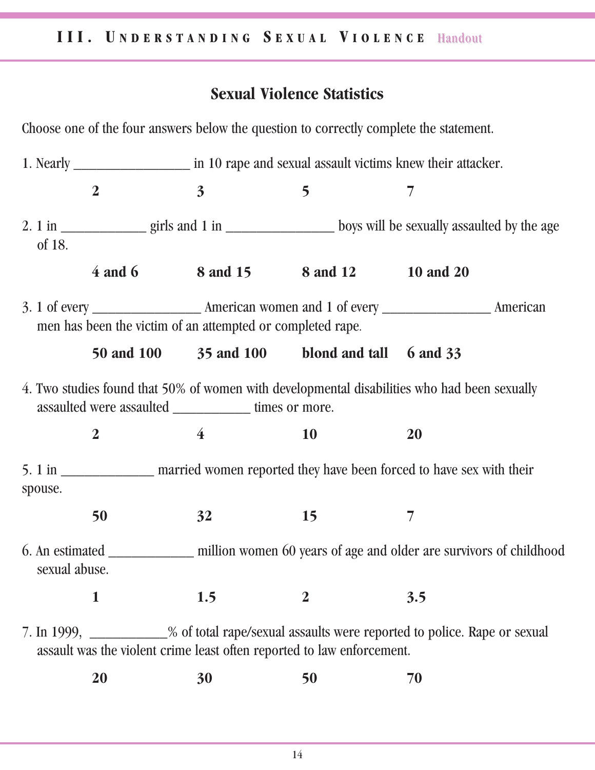## Sexual Violence Statistics

Choose one of the four answers below the question to correctly complete the statement.

1. Nearly ________________ in 10 rape and sexual assault victims knew their attacker.

    **2** **3** **5** **7**

2. 1 in ____________ girls and 1 in _______________ boys will be sexually assaulted by the age of 18.

    **4 and 6** **8 and 15** **8 and 12** **10 and 20**

3. 1 of every _______________ American women and 1 of every _______________ American men has been the victim of an attempted or completed rape.

    **50 and 100** **35 and 100** **blond and tall** **6 and 33**

4. Two studies found that 50% of women with developmental disabilities who had been sexually assaulted were assaulted ___________ times or more.

    **2** **4** **10** **20**

5. 1 in _____________ married women reported they have been forced to have sex with their spouse.

    **50** **32** **15** **7**

6. An estimated ____________ million women 60 years of age and older are survivors of childhood sexual abuse.

    **1** **1.5** **2** **3.5**

7. In 1999, ___________% of total rape/sexual assaults were reported to police. Rape or sexual assault was the violent crime least often reported to law enforcement.

    **20** **30** **50** **70**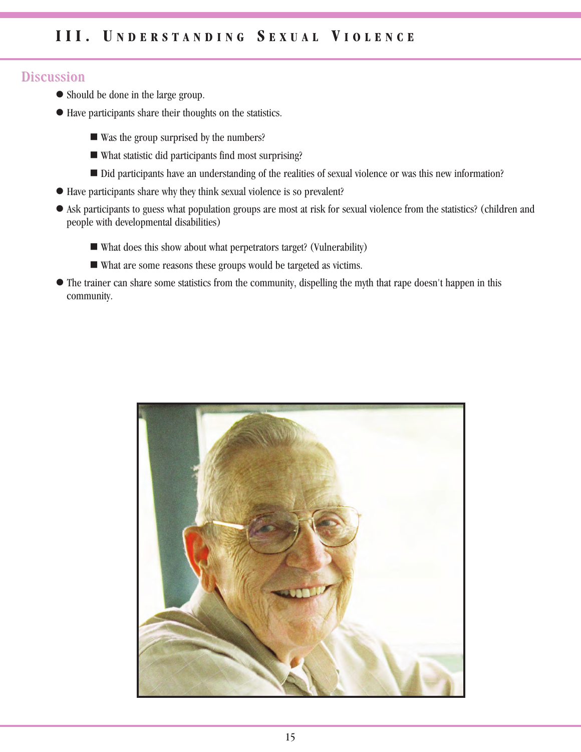## Discussion

- Should be done in the large group.
- Have participants share their thoughts on the statistics.
  - Was the group surprised by the numbers?
  - What statistic did participants find most surprising?
  - Did participants have an understanding of the realities of sexual violence or was this new information?
- Have participants share why they think sexual violence is so prevalent?
- Ask participants to guess what population groups are most at risk for sexual violence from the statistics? (children and people with developmental disabilities)
  - What does this show about what perpetrators target? (Vulnerability)
  - What are some reasons these groups would be targeted as victims.
- The trainer can share some statistics from the community, dispelling the myth that rape doesn't happen in this community.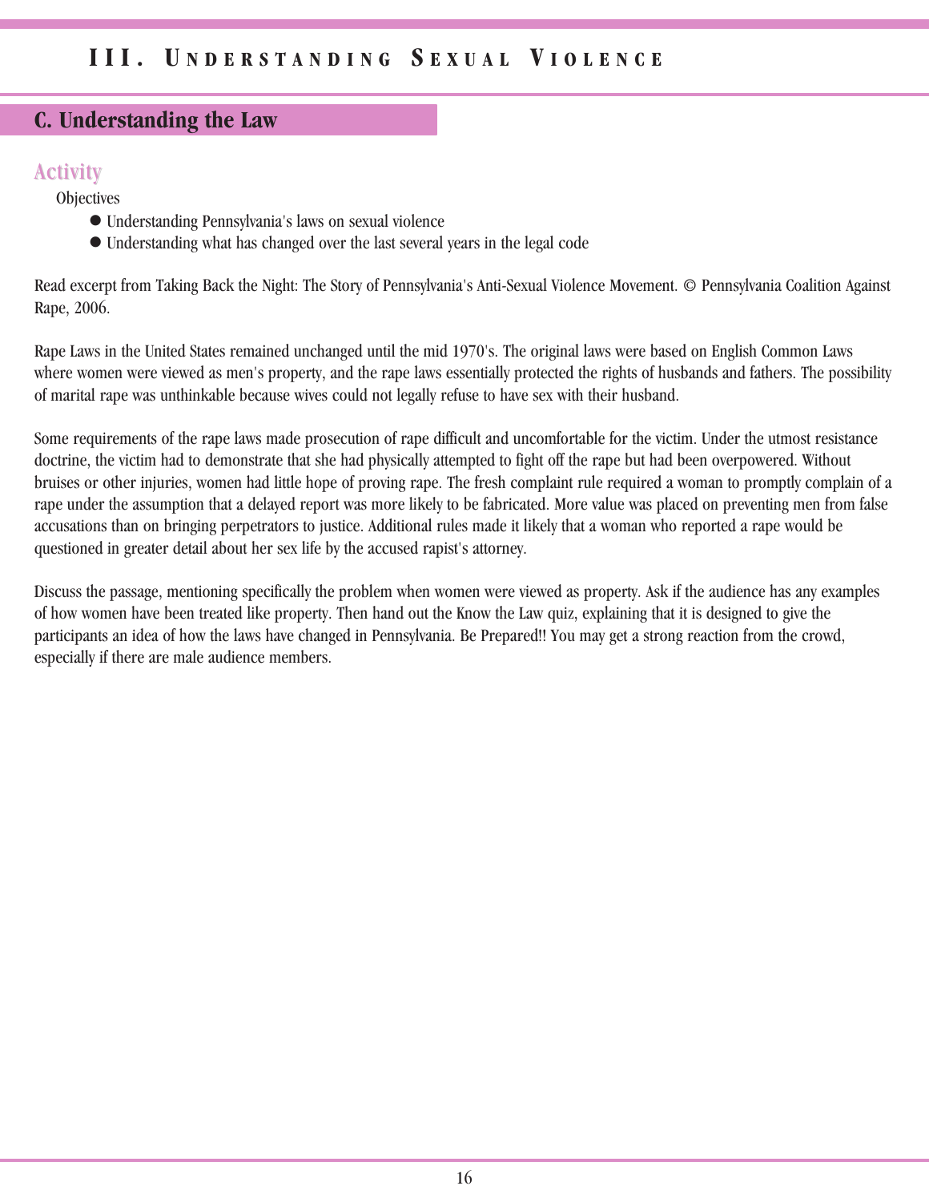# III. Understanding Sexual Violence

## C. Understanding the Law

### Activity

Objectives

- Understanding Pennsylvania's laws on sexual violence
- Understanding what has changed over the last several years in the legal code

Read excerpt from Taking Back the Night: The Story of Pennsylvania's Anti-Sexual Violence Movement. © Pennsylvania Coalition Against Rape, 2006.

Rape Laws in the United States remained unchanged until the mid 1970's. The original laws were based on English Common Laws where women were viewed as men's property, and the rape laws essentially protected the rights of husbands and fathers. The possibility of marital rape was unthinkable because wives could not legally refuse to have sex with their husband.

Some requirements of the rape laws made prosecution of rape difficult and uncomfortable for the victim. Under the utmost resistance doctrine, the victim had to demonstrate that she had physically attempted to fight off the rape but had been overpowered. Without bruises or other injuries, women had little hope of proving rape. The fresh complaint rule required a woman to promptly complain of a rape under the assumption that a delayed report was more likely to be fabricated. More value was placed on preventing men from false accusations than on bringing perpetrators to justice. Additional rules made it likely that a woman who reported a rape would be questioned in greater detail about her sex life by the accused rapist's attorney.

Discuss the passage, mentioning specifically the problem when women were viewed as property. Ask if the audience has any examples of how women have been treated like property. Then hand out the Know the Law quiz, explaining that it is designed to give the participants an idea of how the laws have changed in Pennsylvania. Be Prepared!! You may get a strong reaction from the crowd, especially if there are male audience members.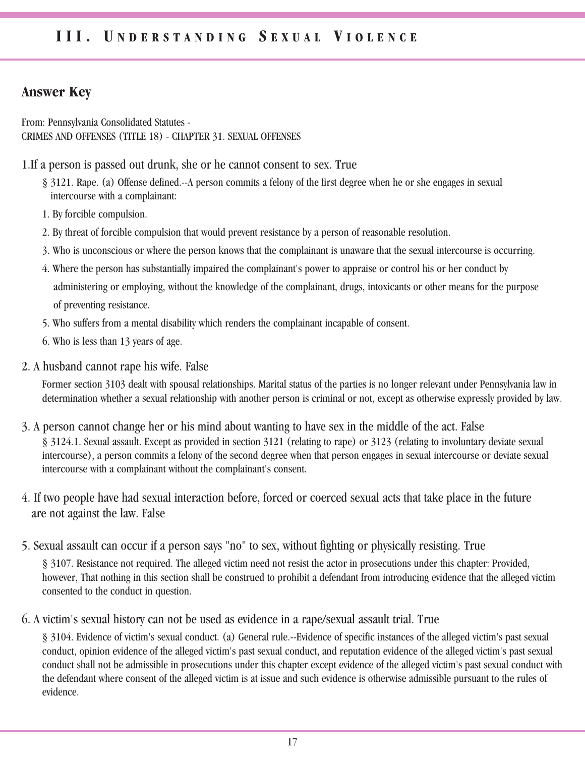## Answer Key

From: Pennsylvania Consolidated Statutes -
CRIMES AND OFFENSES (TITLE 18) - CHAPTER 31. SEXUAL OFFENSES

1.If a person is passed out drunk, she or he cannot consent to sex. True

§ 3121. Rape. (a) Offense defined.--A person commits a felony of the first degree when he or she engages in sexual intercourse with a complainant:

1. By forcible compulsion.
2. By threat of forcible compulsion that would prevent resistance by a person of reasonable resolution.
3. Who is unconscious or where the person knows that the complainant is unaware that the sexual intercourse is occurring.
4. Where the person has substantially impaired the complainant's power to appraise or control his or her conduct by administering or employing, without the knowledge of the complainant, drugs, intoxicants or other means for the purpose of preventing resistance.
5. Who suffers from a mental disability which renders the complainant incapable of consent.
6. Who is less than 13 years of age.

2. A husband cannot rape his wife. False

Former section 3103 dealt with spousal relationships. Marital status of the parties is no longer relevant under Pennsylvania law in determination whether a sexual relationship with another person is criminal or not, except as otherwise expressly provided by law.

3. A person cannot change her or his mind about wanting to have sex in the middle of the act. False

§ 3124.1. Sexual assault. Except as provided in section 3121 (relating to rape) or 3123 (relating to involuntary deviate sexual intercourse), a person commits a felony of the second degree when that person engages in sexual intercourse or deviate sexual intercourse with a complainant without the complainant's consent.

4. If two people have had sexual interaction before, forced or coerced sexual acts that take place in the future are not against the law. False

5. Sexual assault can occur if a person says "no" to sex, without fighting or physically resisting. True

§ 3107. Resistance not required. The alleged victim need not resist the actor in prosecutions under this chapter: Provided, however, That nothing in this section shall be construed to prohibit a defendant from introducing evidence that the alleged victim consented to the conduct in question.

6. A victim's sexual history can not be used as evidence in a rape/sexual assault trial. True

§ 3104. Evidence of victim's sexual conduct. (a) General rule.--Evidence of specific instances of the alleged victim's past sexual conduct, opinion evidence of the alleged victim's past sexual conduct, and reputation evidence of the alleged victim's past sexual conduct shall not be admissible in prosecutions under this chapter except evidence of the alleged victim's past sexual conduct with the defendant where consent of the alleged victim is at issue and such evidence is otherwise admissible pursuant to the rules of evidence.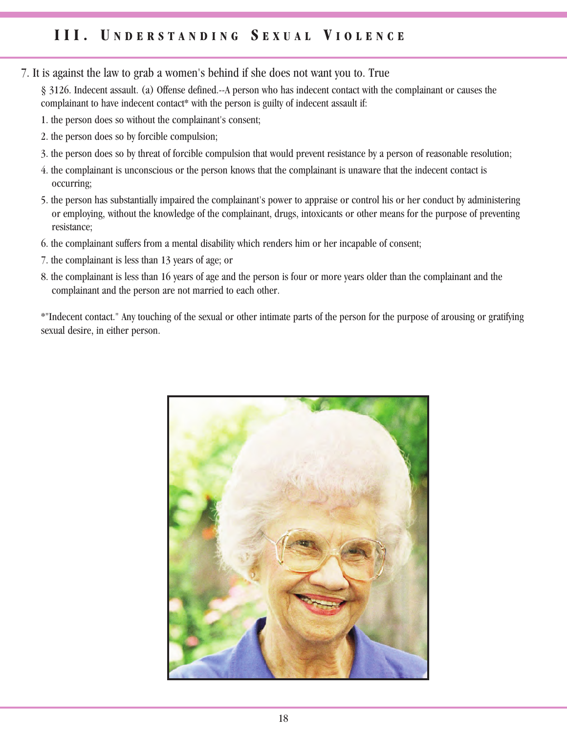7. It is against the law to grab a women's behind if she does not want you to. True

§ 3126. Indecent assault. (a) Offense defined.--A person who has indecent contact with the complainant or causes the complainant to have indecent contact* with the person is guilty of indecent assault if:

1. the person does so without the complainant's consent;
2. the person does so by forcible compulsion;
3. the person does so by threat of forcible compulsion that would prevent resistance by a person of reasonable resolution;
4. the complainant is unconscious or the person knows that the complainant is unaware that the indecent contact is occurring;
5. the person has substantially impaired the complainant's power to appraise or control his or her conduct by administering or employing, without the knowledge of the complainant, drugs, intoxicants or other means for the purpose of preventing resistance;
6. the complainant suffers from a mental disability which renders him or her incapable of consent;
7. the complainant is less than 13 years of age; or
8. the complainant is less than 16 years of age and the person is four or more years older than the complainant and the complainant and the person are not married to each other.

*"Indecent contact." Any touching of the sexual or other intimate parts of the person for the purpose of arousing or gratifying sexual desire, in either person.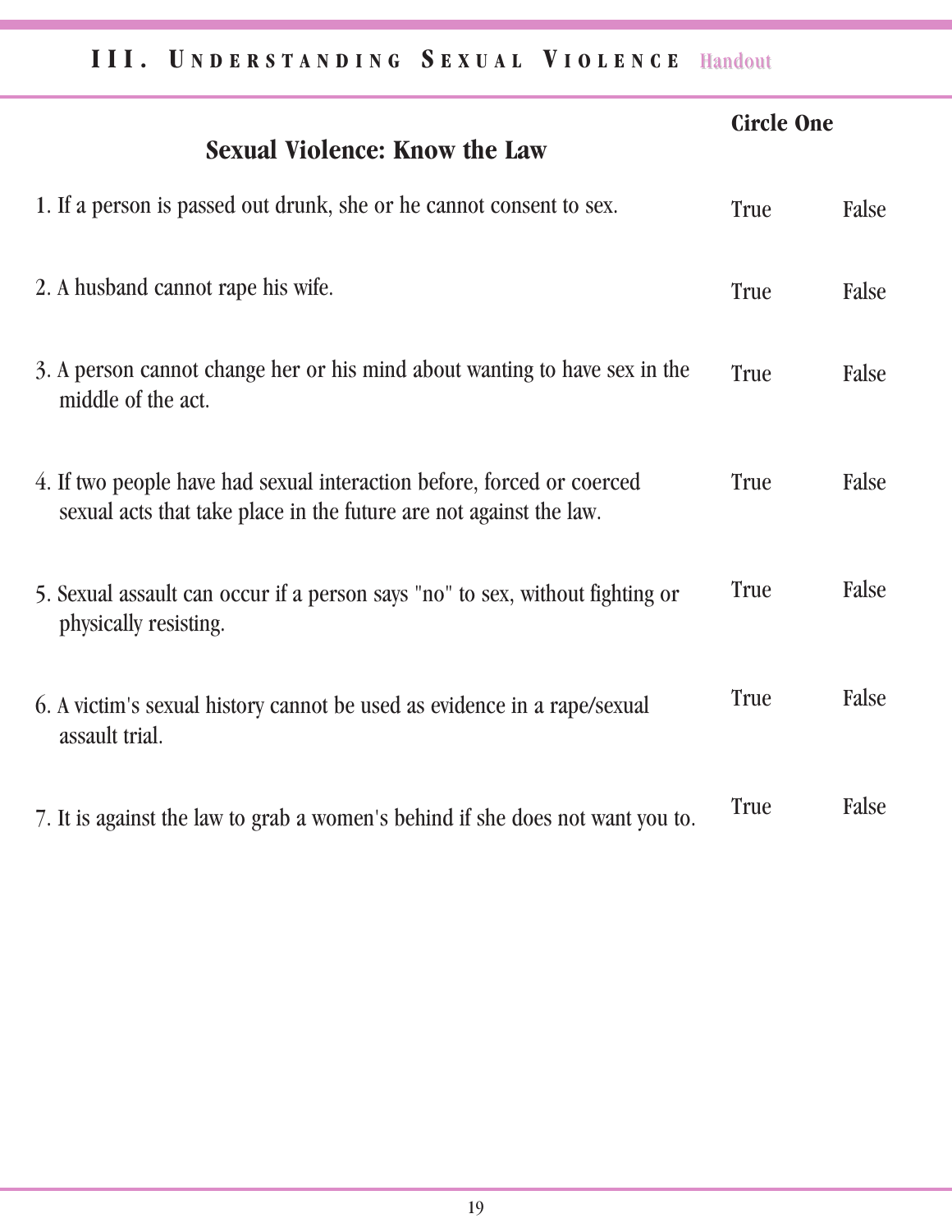## Sexual Violence: Know the Law

**Circle One**

1. If a person is passed out drunk, she or he cannot consent to sex. True False

2. A husband cannot rape his wife. True False

3. A person cannot change her or his mind about wanting to have sex in the middle of the act. True False

4. If two people have had sexual interaction before, forced or coerced sexual acts that take place in the future are not against the law. True False

5. Sexual assault can occur if a person says "no" to sex, without fighting or physically resisting. True False

6. A victim's sexual history cannot be used as evidence in a rape/sexual assault trial. True False

7. It is against the law to grab a women's behind if she does not want you to. True False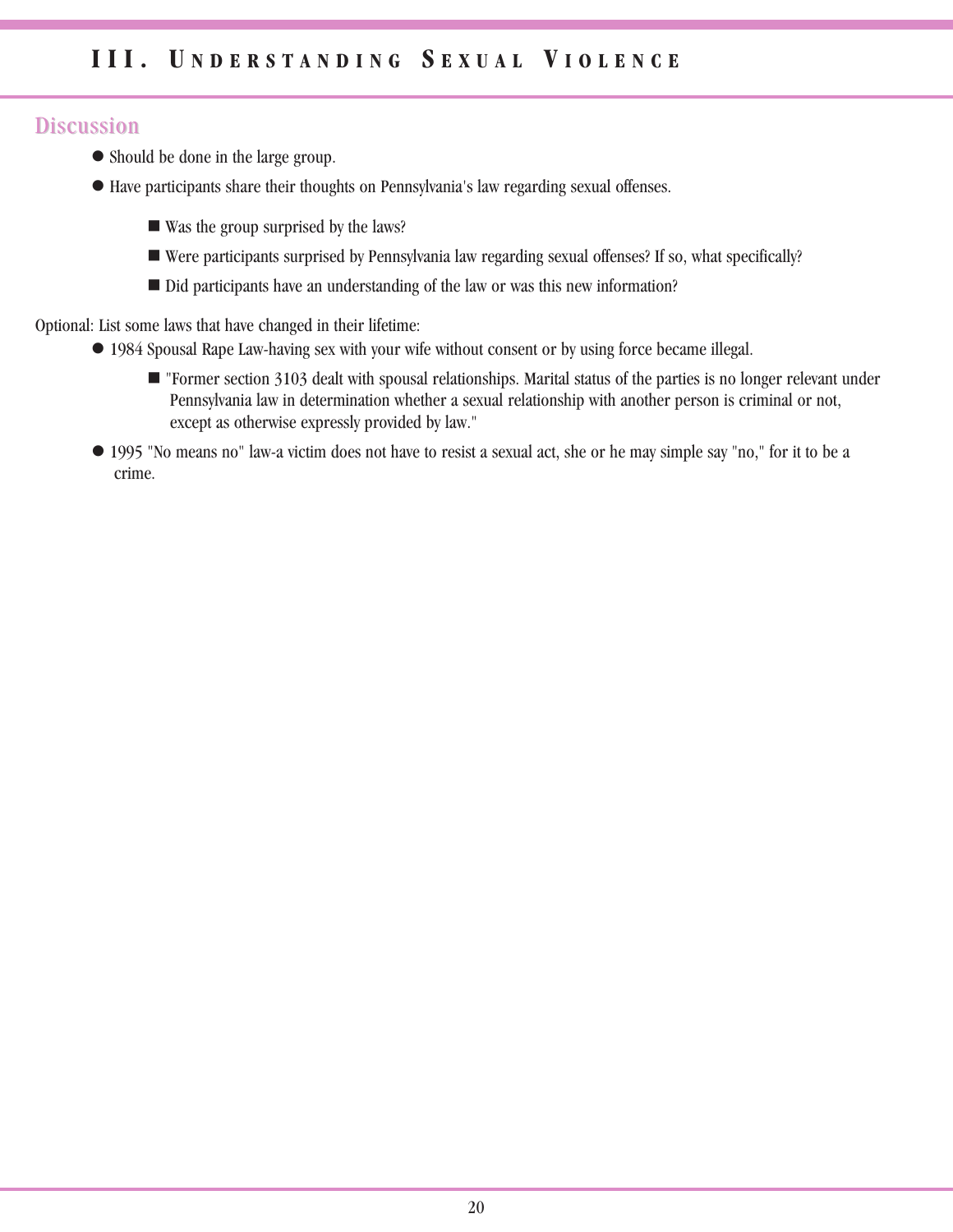## Discussion

- Should be done in the large group.
- Have participants share their thoughts on Pennsylvania's law regarding sexual offenses.
  - Was the group surprised by the laws?
  - Were participants surprised by Pennsylvania law regarding sexual offenses? If so, what specifically?
  - Did participants have an understanding of the law or was this new information?

Optional: List some laws that have changed in their lifetime:

- 1984 Spousal Rape Law-having sex with your wife without consent or by using force became illegal.
  - "Former section 3103 dealt with spousal relationships. Marital status of the parties is no longer relevant under Pennsylvania law in determination whether a sexual relationship with another person is criminal or not, except as otherwise expressly provided by law."
- 1995 "No means no" law-a victim does not have to resist a sexual act, she or he may simple say "no," for it to be a crime.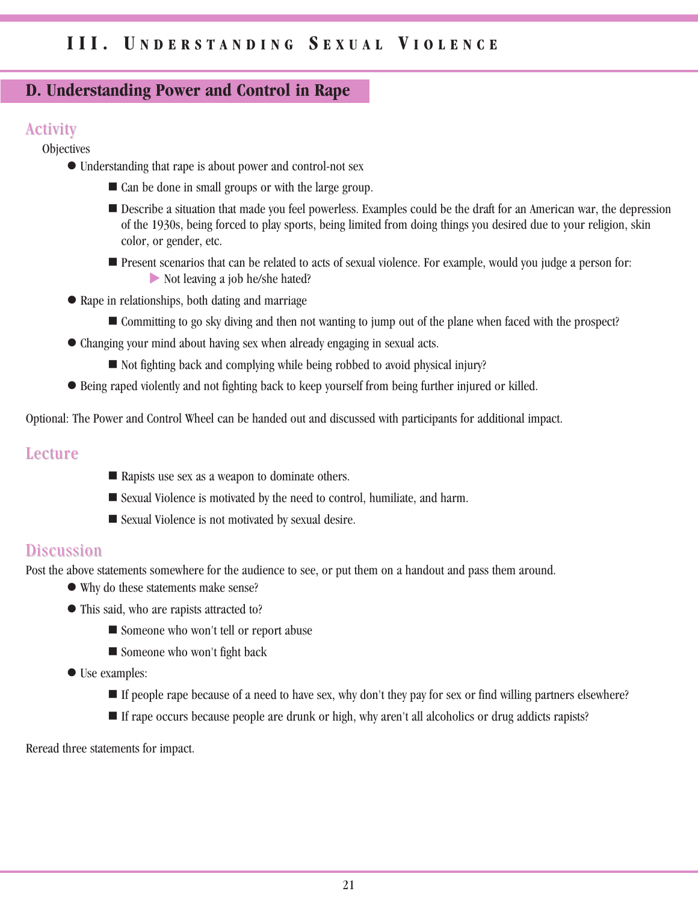## D. Understanding Power and Control in Rape

### Activity

Objectives

- Understanding that rape is about power and control-not sex
    - Can be done in small groups or with the large group.
    - Describe a situation that made you feel powerless. Examples could be the draft for an American war, the depression of the 1930s, being forced to play sports, being limited from doing things you desired due to your religion, skin color, or gender, etc.
    - Present scenarios that can be related to acts of sexual violence. For example, would you judge a person for:
        - Not leaving a job he/she hated?
- Rape in relationships, both dating and marriage
    - Committing to go sky diving and then not wanting to jump out of the plane when faced with the prospect?
- Changing your mind about having sex when already engaging in sexual acts.
    - Not fighting back and complying while being robbed to avoid physical injury?
- Being raped violently and not fighting back to keep yourself from being further injured or killed.

Optional: The Power and Control Wheel can be handed out and discussed with participants for additional impact.

### Lecture

- Rapists use sex as a weapon to dominate others.
- Sexual Violence is motivated by the need to control, humiliate, and harm.
- Sexual Violence is not motivated by sexual desire.

### Discussion

Post the above statements somewhere for the audience to see, or put them on a handout and pass them around.

- Why do these statements make sense?
- This said, who are rapists attracted to?
    - Someone who won't tell or report abuse
    - Someone who won't fight back
- Use examples:
    - If people rape because of a need to have sex, why don't they pay for sex or find willing partners elsewhere?
    - If rape occurs because people are drunk or high, why aren't all alcoholics or drug addicts rapists?

Reread three statements for impact.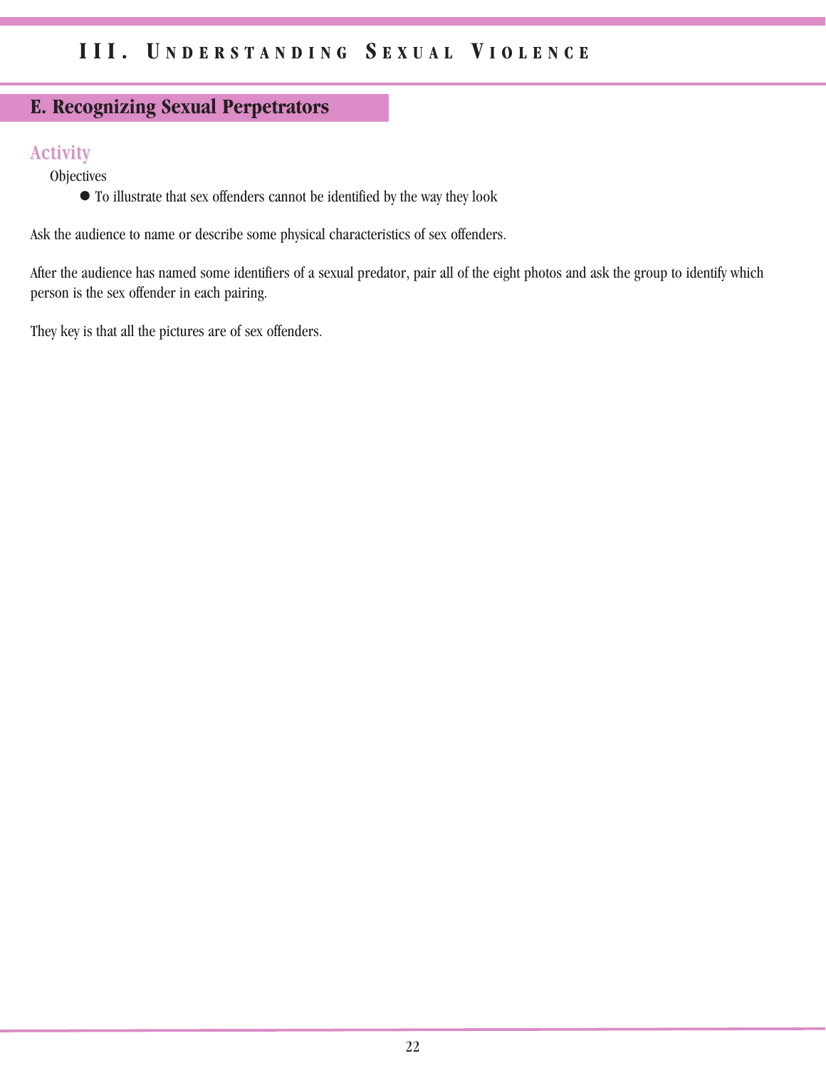## E. Recognizing Sexual Perpetrators

### Activity

Objectives

- To illustrate that sex offenders cannot be identified by the way they look

Ask the audience to name or describe some physical characteristics of sex offenders.

After the audience has named some identifiers of a sexual predator, pair all of the eight photos and ask the group to identify which person is the sex offender in each pairing.

They key is that all the pictures are of sex offenders.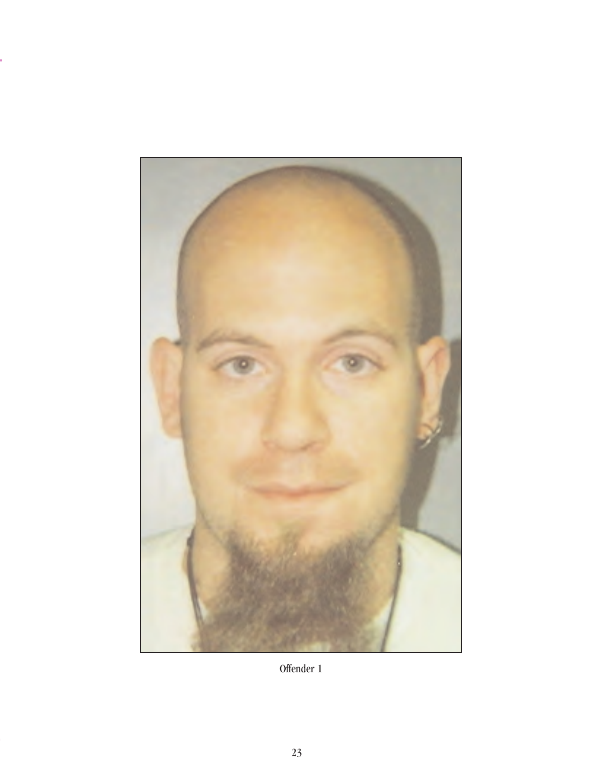Offender 1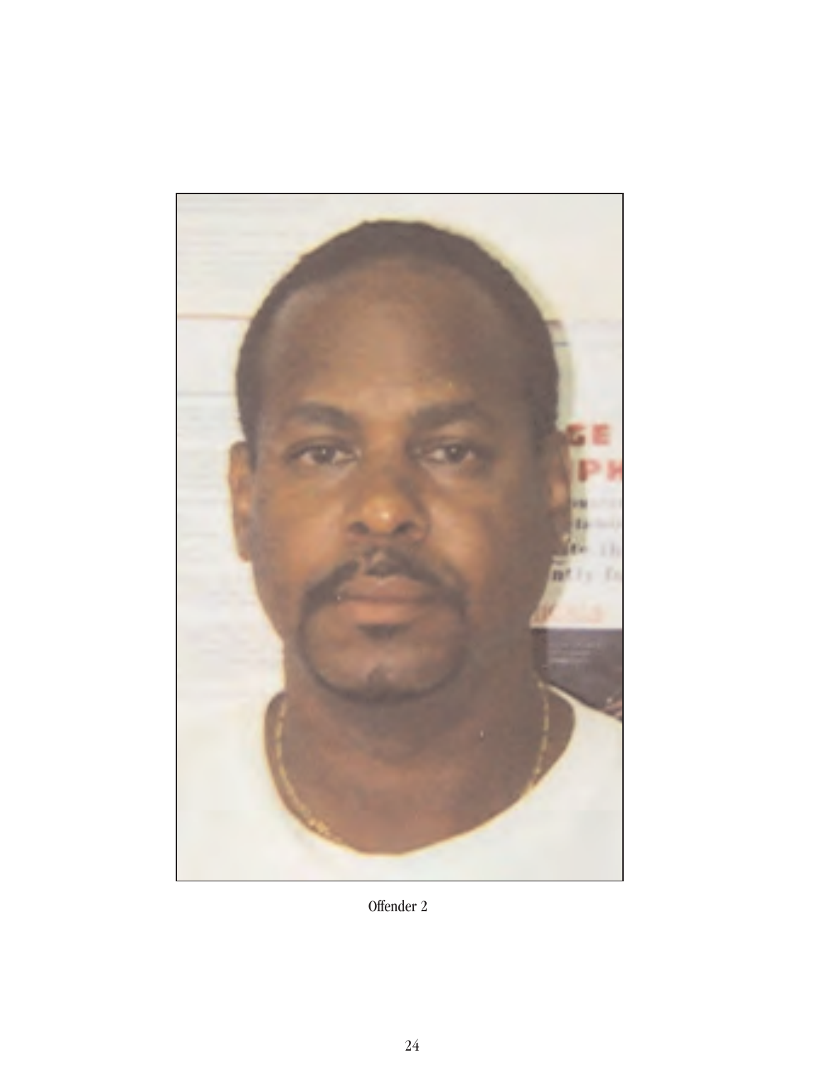Offender 2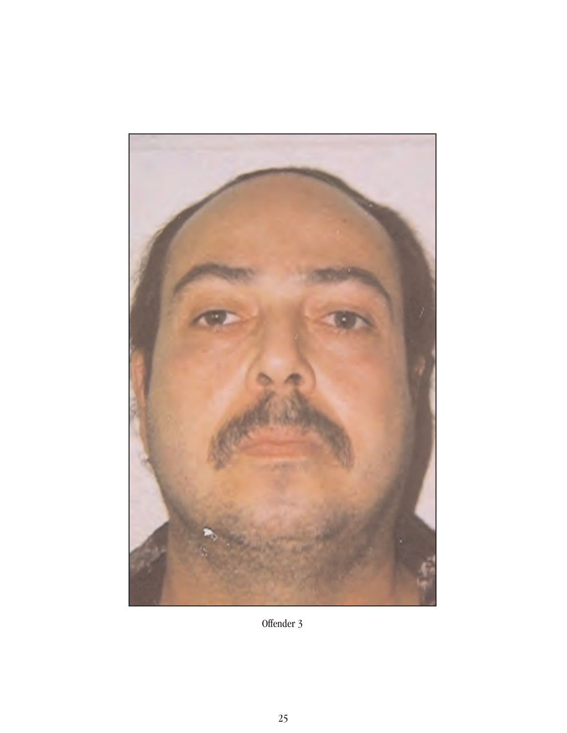Offender 3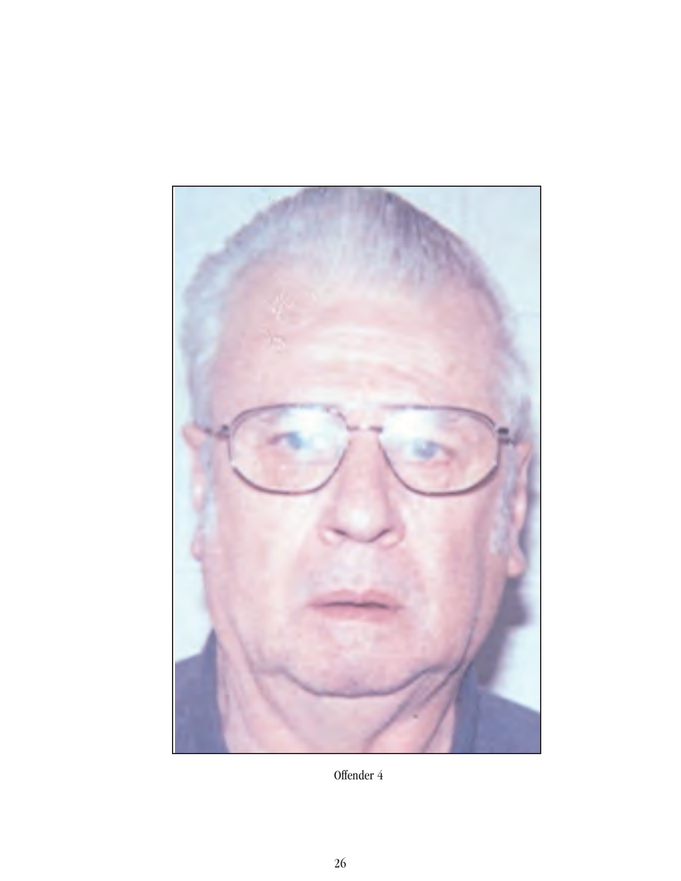Offender 4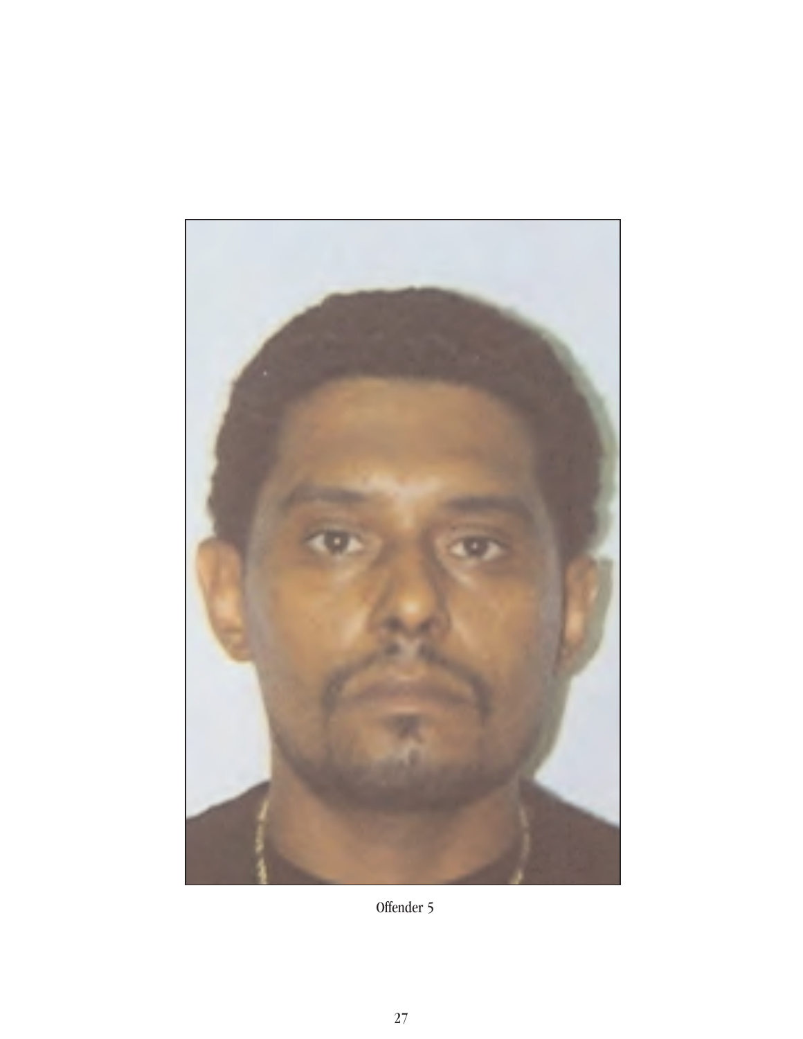Offender 5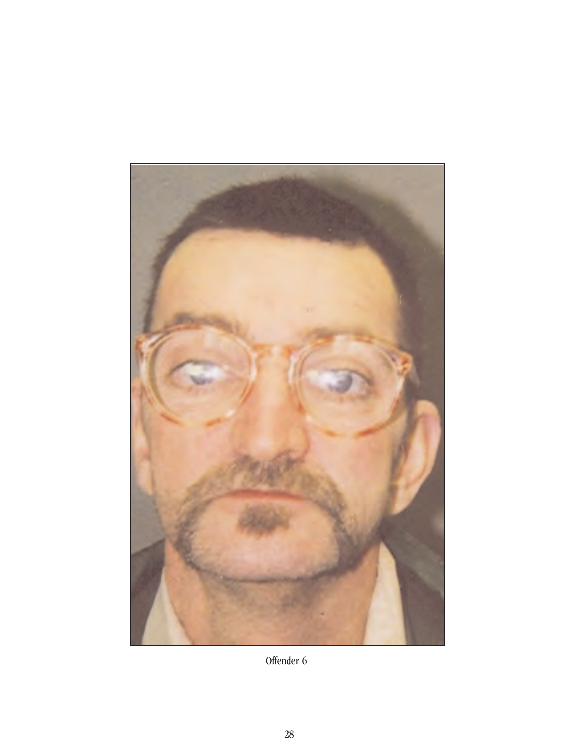Offender 6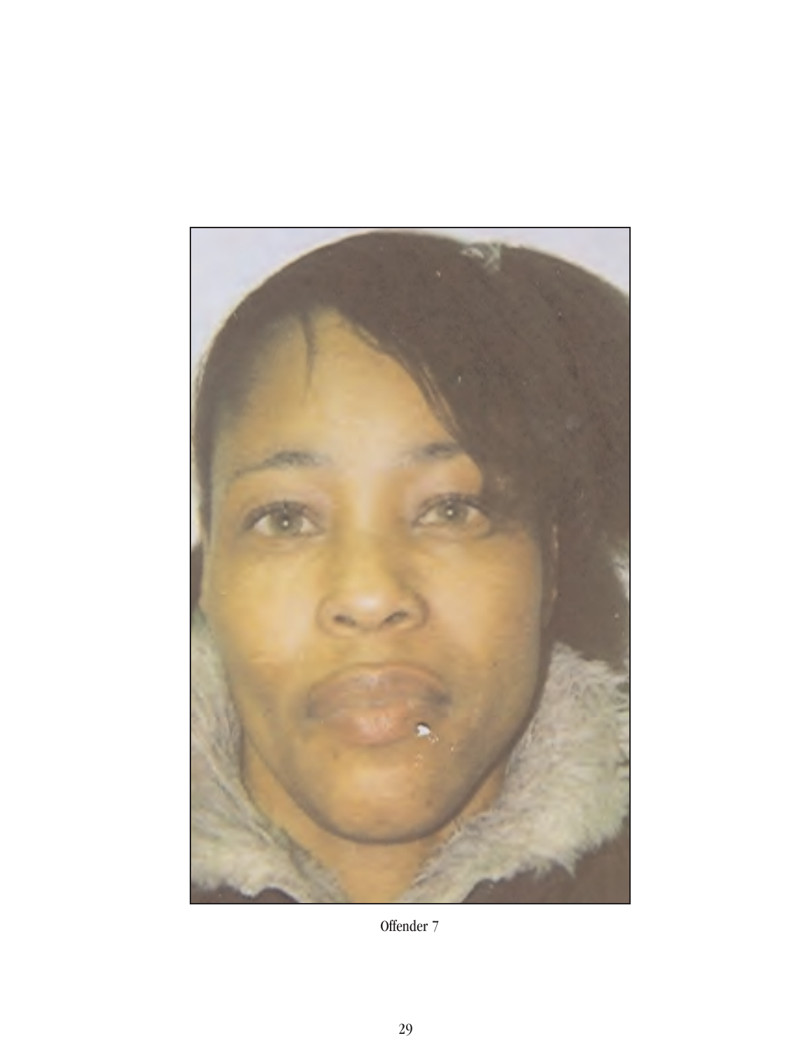Offender 7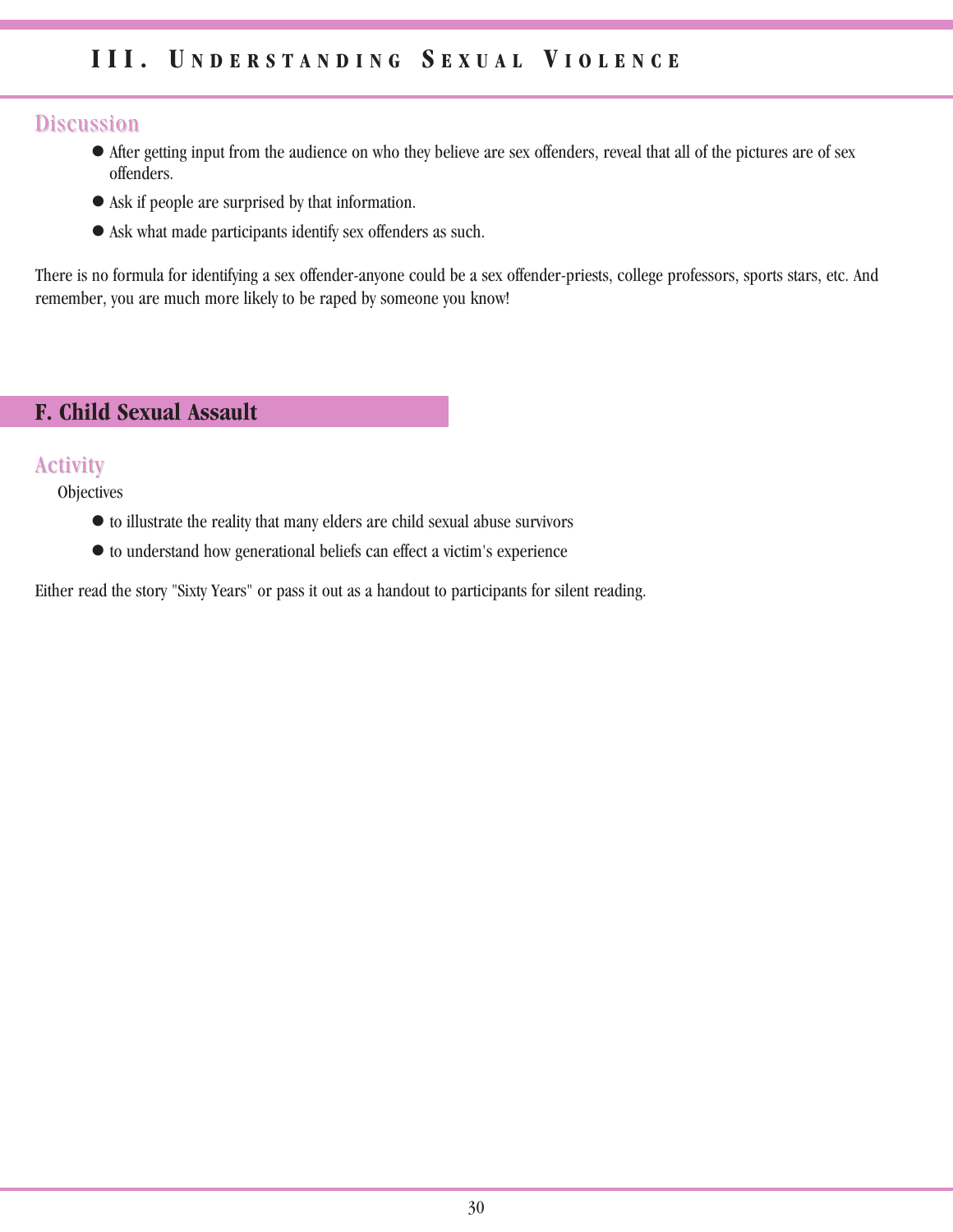## Discussion

- After getting input from the audience on who they believe are sex offenders, reveal that all of the pictures are of sex offenders.
- Ask if people are surprised by that information.
- Ask what made participants identify sex offenders as such.

There is no formula for identifying a sex offender-anyone could be a sex offender-priests, college professors, sports stars, etc. And remember, you are much more likely to be raped by someone you know!

## F. Child Sexual Assault

### Activity

Objectives

- to illustrate the reality that many elders are child sexual abuse survivors
- to understand how generational beliefs can effect a victim's experience

Either read the story "Sixty Years" or pass it out as a handout to participants for silent reading.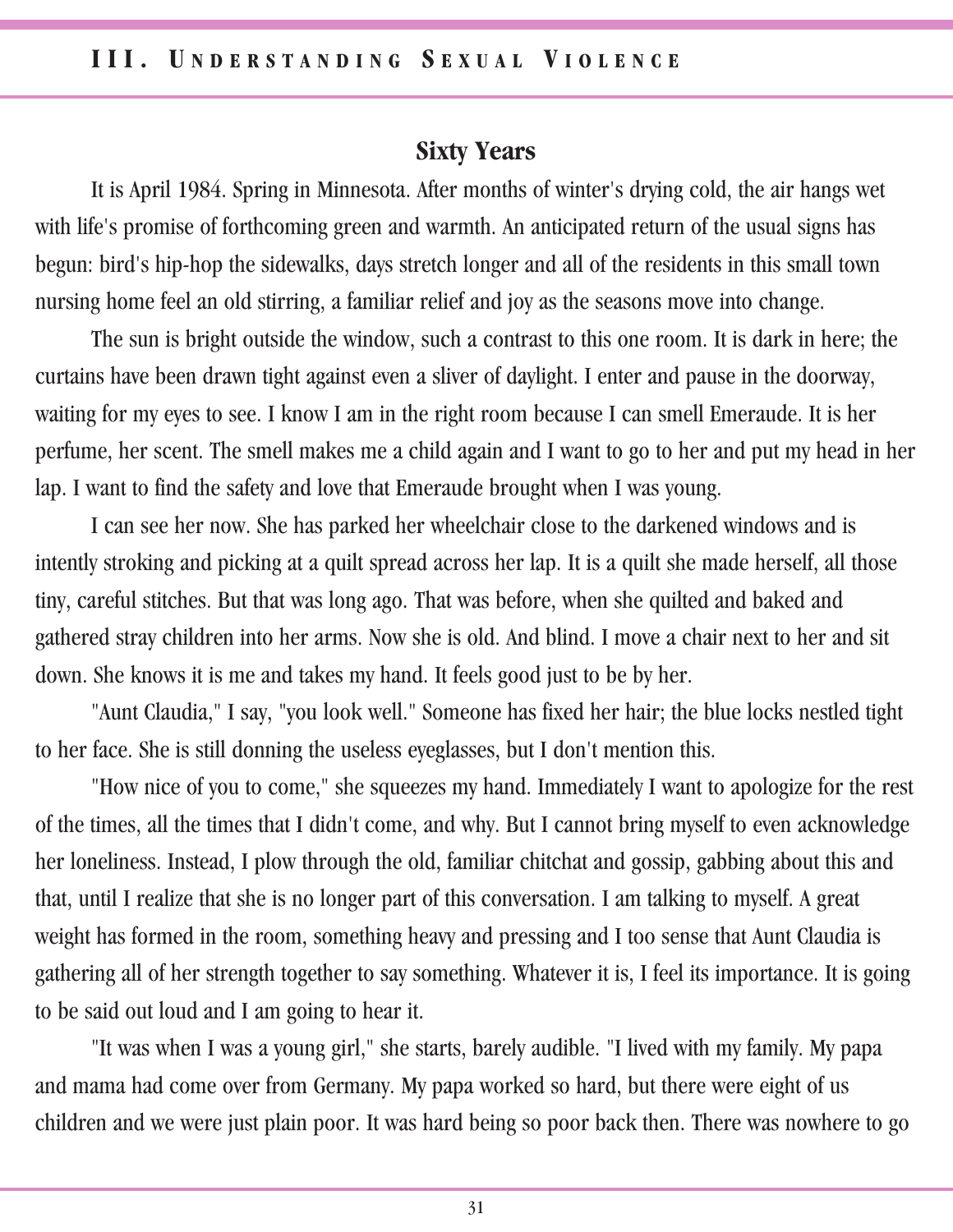## Sixty Years

It is April 1984. Spring in Minnesota. After months of winter's drying cold, the air hangs wet with life's promise of forthcoming green and warmth. An anticipated return of the usual signs has begun: bird's hip-hop the sidewalks, days stretch longer and all of the residents in this small town nursing home feel an old stirring, a familiar relief and joy as the seasons move into change.

The sun is bright outside the window, such a contrast to this one room. It is dark in here; the curtains have been drawn tight against even a sliver of daylight. I enter and pause in the doorway, waiting for my eyes to see. I know I am in the right room because I can smell Emeraude. It is her perfume, her scent. The smell makes me a child again and I want to go to her and put my head in her lap. I want to find the safety and love that Emeraude brought when I was young.

I can see her now. She has parked her wheelchair close to the darkened windows and is intently stroking and picking at a quilt spread across her lap. It is a quilt she made herself, all those tiny, careful stitches. But that was long ago. That was before, when she quilted and baked and gathered stray children into her arms. Now she is old. And blind. I move a chair next to her and sit down. She knows it is me and takes my hand. It feels good just to be by her.

"Aunt Claudia," I say, "you look well." Someone has fixed her hair; the blue locks nestled tight to her face. She is still donning the useless eyeglasses, but I don't mention this.

"How nice of you to come," she squeezes my hand. Immediately I want to apologize for the rest of the times, all the times that I didn't come, and why. But I cannot bring myself to even acknowledge her loneliness. Instead, I plow through the old, familiar chitchat and gossip, gabbing about this and that, until I realize that she is no longer part of this conversation. I am talking to myself. A great weight has formed in the room, something heavy and pressing and I too sense that Aunt Claudia is gathering all of her strength together to say something. Whatever it is, I feel its importance. It is going to be said out loud and I am going to hear it.

"It was when I was a young girl," she starts, barely audible. "I lived with my family. My papa and mama had come over from Germany. My papa worked so hard, but there were eight of us children and we were just plain poor. It was hard being so poor back then. There was nowhere to go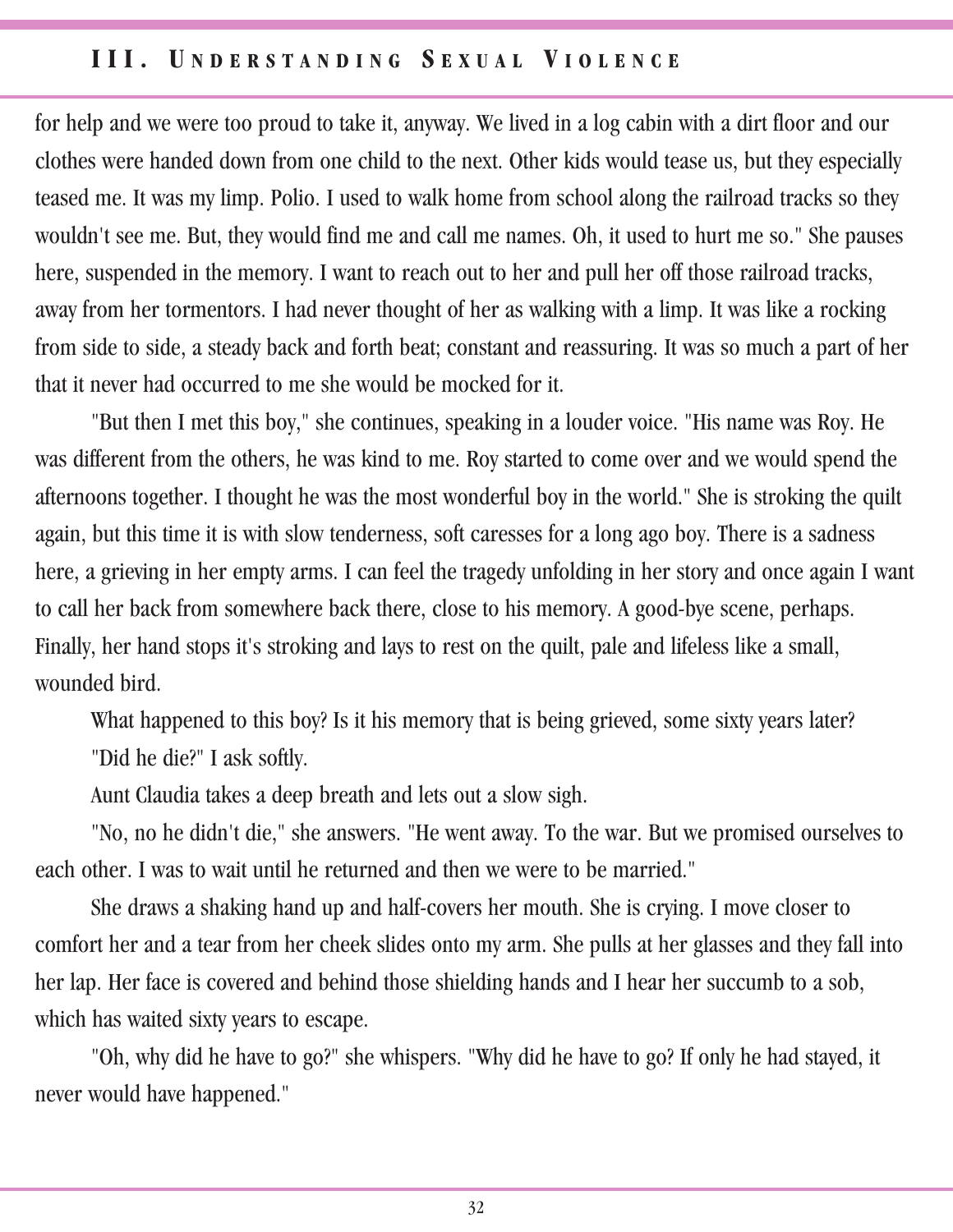for help and we were too proud to take it, anyway. We lived in a log cabin with a dirt floor and our clothes were handed down from one child to the next. Other kids would tease us, but they especially teased me. It was my limp. Polio. I used to walk home from school along the railroad tracks so they wouldn't see me. But, they would find me and call me names. Oh, it used to hurt me so." She pauses here, suspended in the memory. I want to reach out to her and pull her off those railroad tracks, away from her tormentors. I had never thought of her as walking with a limp. It was like a rocking from side to side, a steady back and forth beat; constant and reassuring. It was so much a part of her that it never had occurred to me she would be mocked for it.

"But then I met this boy," she continues, speaking in a louder voice. "His name was Roy. He was different from the others, he was kind to me. Roy started to come over and we would spend the afternoons together. I thought he was the most wonderful boy in the world." She is stroking the quilt again, but this time it is with slow tenderness, soft caresses for a long ago boy. There is a sadness here, a grieving in her empty arms. I can feel the tragedy unfolding in her story and once again I want to call her back from somewhere back there, close to his memory. A good-bye scene, perhaps. Finally, her hand stops it's stroking and lays to rest on the quilt, pale and lifeless like a small, wounded bird.

What happened to this boy? Is it his memory that is being grieved, some sixty years later?

"Did he die?" I ask softly.

Aunt Claudia takes a deep breath and lets out a slow sigh.

"No, no he didn't die," she answers. "He went away. To the war. But we promised ourselves to each other. I was to wait until he returned and then we were to be married."

She draws a shaking hand up and half-covers her mouth. She is crying. I move closer to comfort her and a tear from her cheek slides onto my arm. She pulls at her glasses and they fall into her lap. Her face is covered and behind those shielding hands and I hear her succumb to a sob, which has waited sixty years to escape.

"Oh, why did he have to go?" she whispers. "Why did he have to go? If only he had stayed, it never would have happened."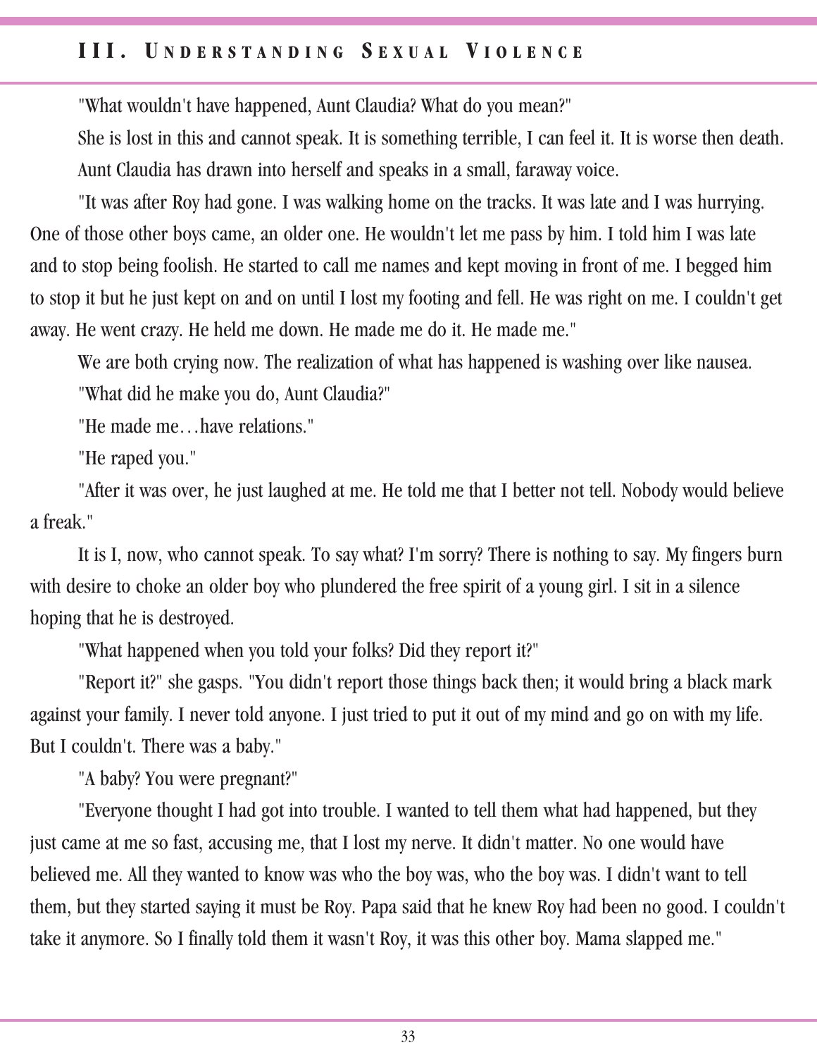"What wouldn't have happened, Aunt Claudia? What do you mean?"

She is lost in this and cannot speak. It is something terrible, I can feel it. It is worse then death. Aunt Claudia has drawn into herself and speaks in a small, faraway voice.

"It was after Roy had gone. I was walking home on the tracks. It was late and I was hurrying. One of those other boys came, an older one. He wouldn't let me pass by him. I told him I was late and to stop being foolish. He started to call me names and kept moving in front of me. I begged him to stop it but he just kept on and on until I lost my footing and fell. He was right on me. I couldn't get away. He went crazy. He held me down. He made me do it. He made me."

We are both crying now. The realization of what has happened is washing over like nausea.

"What did he make you do, Aunt Claudia?"

"He made me…have relations."

"He raped you."

"After it was over, he just laughed at me. He told me that I better not tell. Nobody would believe a freak."

It is I, now, who cannot speak. To say what? I'm sorry? There is nothing to say. My fingers burn with desire to choke an older boy who plundered the free spirit of a young girl. I sit in a silence hoping that he is destroyed.

"What happened when you told your folks? Did they report it?"

"Report it?" she gasps. "You didn't report those things back then; it would bring a black mark against your family. I never told anyone. I just tried to put it out of my mind and go on with my life. But I couldn't. There was a baby."

"A baby? You were pregnant?"

"Everyone thought I had got into trouble. I wanted to tell them what had happened, but they just came at me so fast, accusing me, that I lost my nerve. It didn't matter. No one would have believed me. All they wanted to know was who the boy was, who the boy was. I didn't want to tell them, but they started saying it must be Roy. Papa said that he knew Roy had been no good. I couldn't take it anymore. So I finally told them it wasn't Roy, it was this other boy. Mama slapped me."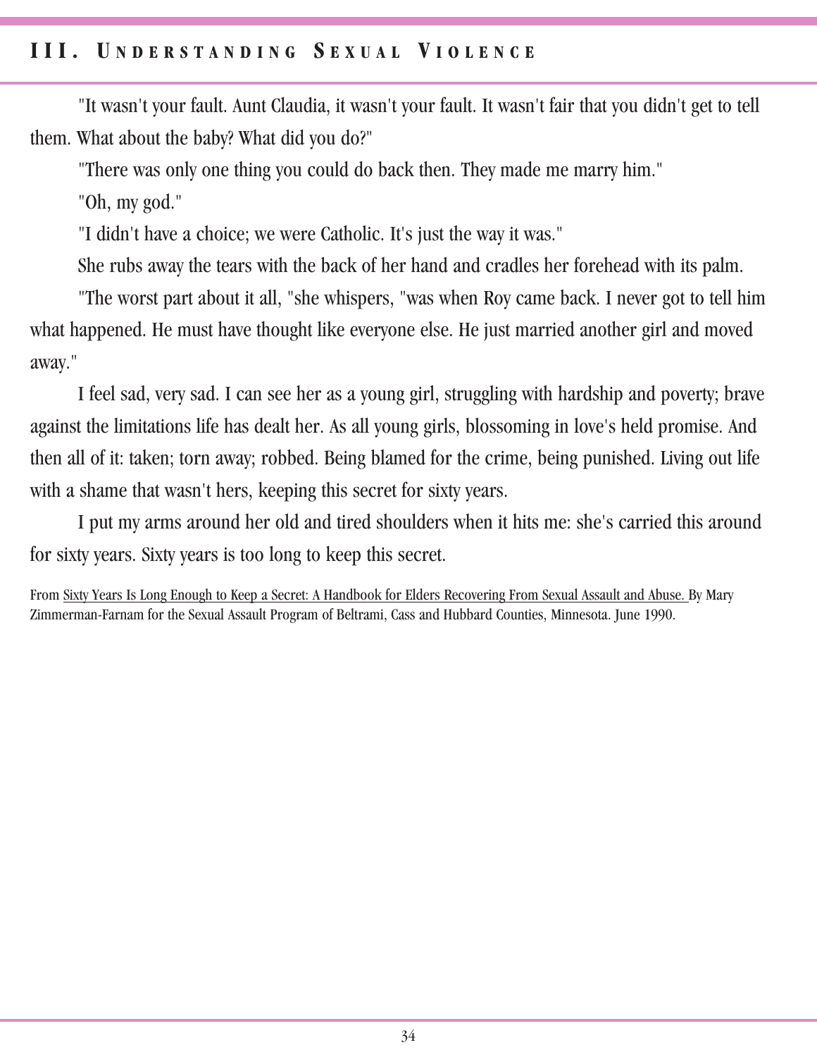"It wasn't your fault. Aunt Claudia, it wasn't your fault. It wasn't fair that you didn't get to tell them. What about the baby? What did you do?"

"There was only one thing you could do back then. They made me marry him."

"Oh, my god."

"I didn't have a choice; we were Catholic. It's just the way it was."

She rubs away the tears with the back of her hand and cradles her forehead with its palm.

"The worst part about it all, "she whispers, "was when Roy came back. I never got to tell him what happened. He must have thought like everyone else. He just married another girl and moved away."

I feel sad, very sad. I can see her as a young girl, struggling with hardship and poverty; brave against the limitations life has dealt her. As all young girls, blossoming in love's held promise. And then all of it: taken; torn away; robbed. Being blamed for the crime, being punished. Living out life with a shame that wasn't hers, keeping this secret for sixty years.

I put my arms around her old and tired shoulders when it hits me: she's carried this around for sixty years. Sixty years is too long to keep this secret.

From Sixty Years Is Long Enough to Keep a Secret: A Handbook for Elders Recovering From Sexual Assault and Abuse. By Mary Zimmerman-Farnam for the Sexual Assault Program of Beltrami, Cass and Hubbard Counties, Minnesota. June 1990.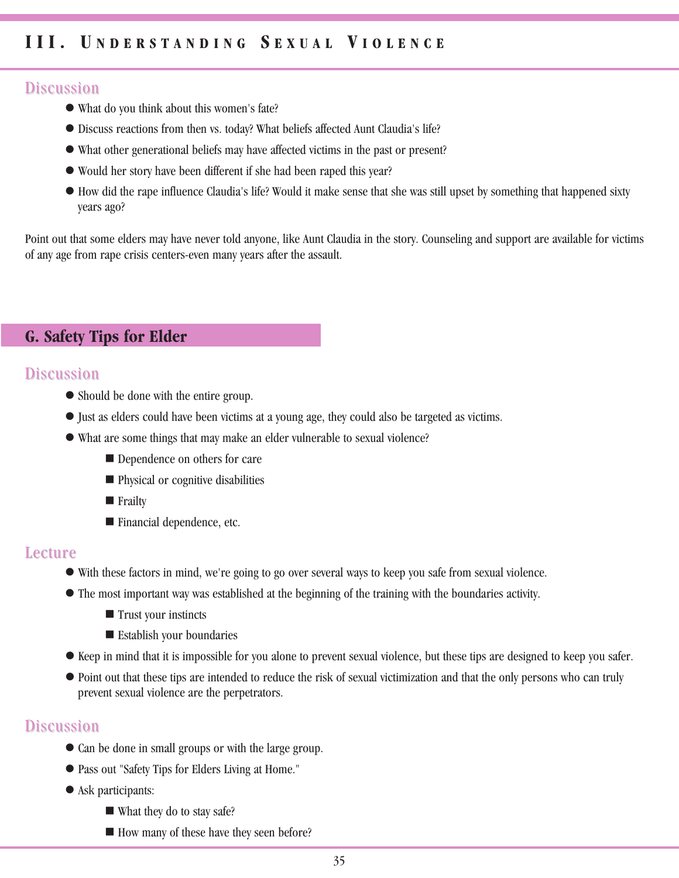### Discussion

- What do you think about this women's fate?
- Discuss reactions from then vs. today? What beliefs affected Aunt Claudia's life?
- What other generational beliefs may have affected victims in the past or present?
- Would her story have been different if she had been raped this year?
- How did the rape influence Claudia's life? Would it make sense that she was still upset by something that happened sixty years ago?

Point out that some elders may have never told anyone, like Aunt Claudia in the story. Counseling and support are available for victims of any age from rape crisis centers-even many years after the assault.

## G. Safety Tips for Elder

### Discussion

- Should be done with the entire group.
- Just as elders could have been victims at a young age, they could also be targeted as victims.
- What are some things that may make an elder vulnerable to sexual violence?
    - Dependence on others for care
    - Physical or cognitive disabilities
    - Frailty
    - Financial dependence, etc.

### Lecture

- With these factors in mind, we're going to go over several ways to keep you safe from sexual violence.
- The most important way was established at the beginning of the training with the boundaries activity.
    - Trust your instincts
    - Establish your boundaries
- Keep in mind that it is impossible for you alone to prevent sexual violence, but these tips are designed to keep you safer.
- Point out that these tips are intended to reduce the risk of sexual victimization and that the only persons who can truly prevent sexual violence are the perpetrators.

### Discussion

- Can be done in small groups or with the large group.
- Pass out "Safety Tips for Elders Living at Home."
- Ask participants:
    - What they do to stay safe?
    - How many of these have they seen before?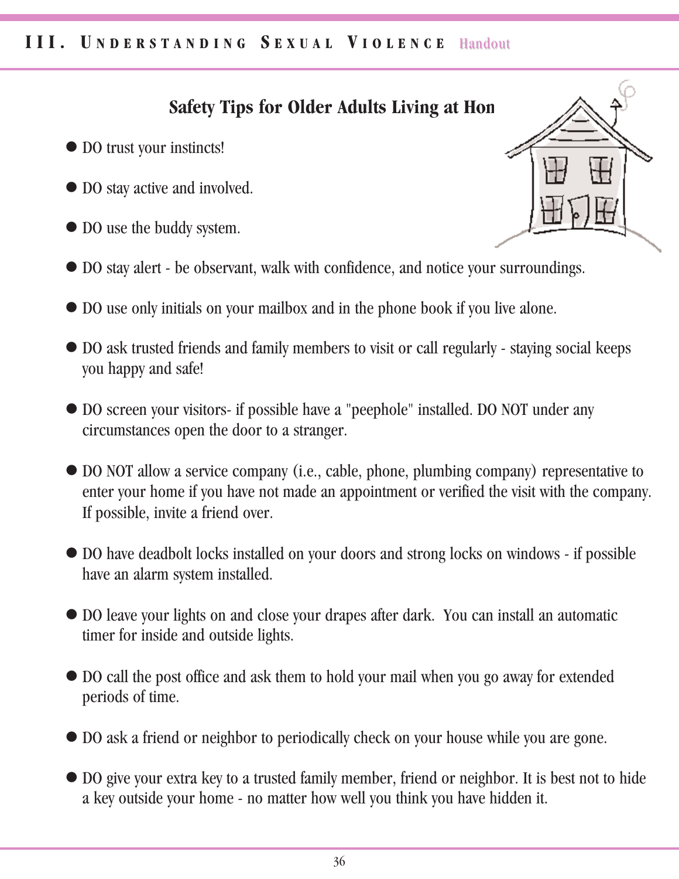## Safety Tips for Older Adults Living at Hon

- DO trust your instincts!
- DO stay active and involved.
- DO use the buddy system.
- DO stay alert - be observant, walk with confidence, and notice your surroundings.
- DO use only initials on your mailbox and in the phone book if you live alone.
- DO ask trusted friends and family members to visit or call regularly - staying social keeps you happy and safe!
- DO screen your visitors- if possible have a "peephole" installed. DO NOT under any circumstances open the door to a stranger.
- DO NOT allow a service company (i.e., cable, phone, plumbing company) representative to enter your home if you have not made an appointment or verified the visit with the company. If possible, invite a friend over.
- DO have deadbolt locks installed on your doors and strong locks on windows - if possible have an alarm system installed.
- DO leave your lights on and close your drapes after dark. You can install an automatic timer for inside and outside lights.
- DO call the post office and ask them to hold your mail when you go away for extended periods of time.
- DO ask a friend or neighbor to periodically check on your house while you are gone.
- DO give your extra key to a trusted family member, friend or neighbor. It is best not to hide a key outside your home - no matter how well you think you have hidden it.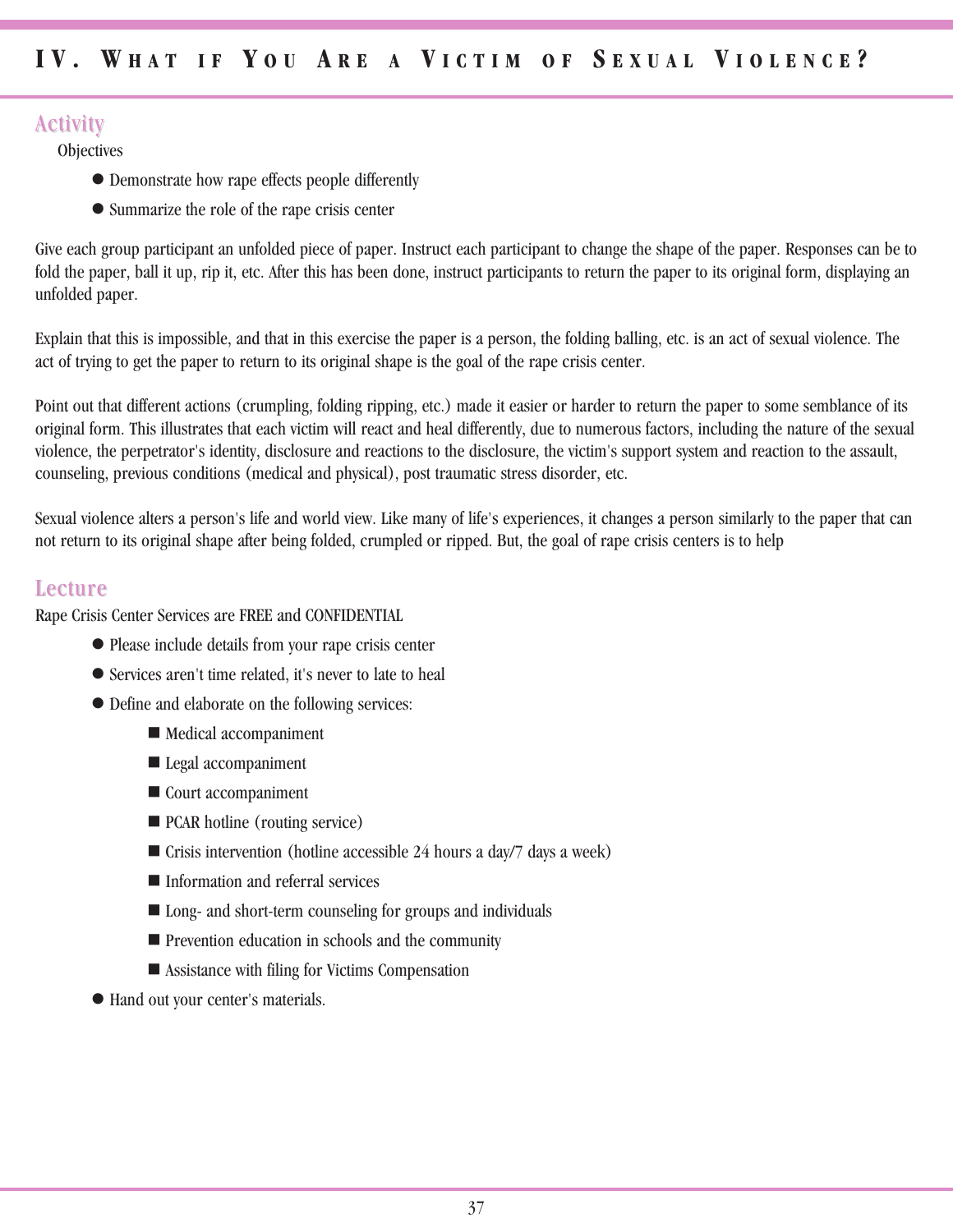# IV. What if You Are a Victim of Sexual Violence?

## Activity

Objectives

- Demonstrate how rape effects people differently
- Summarize the role of the rape crisis center

Give each group participant an unfolded piece of paper. Instruct each participant to change the shape of the paper. Responses can be to fold the paper, ball it up, rip it, etc. After this has been done, instruct participants to return the paper to its original form, displaying an unfolded paper.

Explain that this is impossible, and that in this exercise the paper is a person, the folding balling, etc. is an act of sexual violence. The act of trying to get the paper to return to its original shape is the goal of the rape crisis center.

Point out that different actions (crumpling, folding ripping, etc.) made it easier or harder to return the paper to some semblance of its original form. This illustrates that each victim will react and heal differently, due to numerous factors, including the nature of the sexual violence, the perpetrator's identity, disclosure and reactions to the disclosure, the victim's support system and reaction to the assault, counseling, previous conditions (medical and physical), post traumatic stress disorder, etc.

Sexual violence alters a person's life and world view. Like many of life's experiences, it changes a person similarly to the paper that can not return to its original shape after being folded, crumpled or ripped. But, the goal of rape crisis centers is to help

## Lecture

Rape Crisis Center Services are FREE and CONFIDENTIAL

- Please include details from your rape crisis center
- Services aren't time related, it's never to late to heal
- Define and elaborate on the following services:
  - Medical accompaniment
  - Legal accompaniment
  - Court accompaniment
  - PCAR hotline (routing service)
  - Crisis intervention (hotline accessible 24 hours a day/7 days a week)
  - Information and referral services
  - Long- and short-term counseling for groups and individuals
  - Prevention education in schools and the community
  - Assistance with filing for Victims Compensation
- Hand out your center's materials.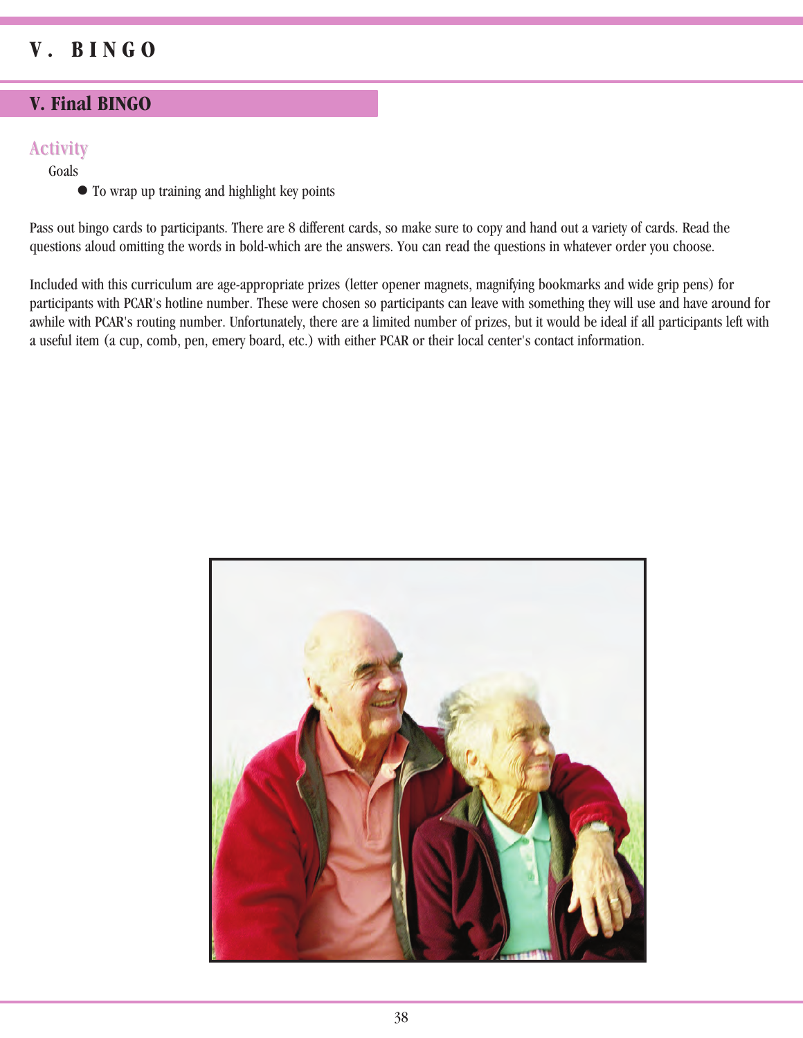# V. BINGO

## V. Final BINGO

### Activity

Goals

- To wrap up training and highlight key points

Pass out bingo cards to participants. There are 8 different cards, so make sure to copy and hand out a variety of cards. Read the questions aloud omitting the words in bold-which are the answers. You can read the questions in whatever order you choose.

Included with this curriculum are age-appropriate prizes (letter opener magnets, magnifying bookmarks and wide grip pens) for participants with PCAR's hotline number. These were chosen so participants can leave with something they will use and have around for awhile with PCAR's routing number. Unfortunately, there are a limited number of prizes, but it would be ideal if all participants left with a useful item (a cup, comb, pen, emery board, etc.) with either PCAR or their local center's contact information.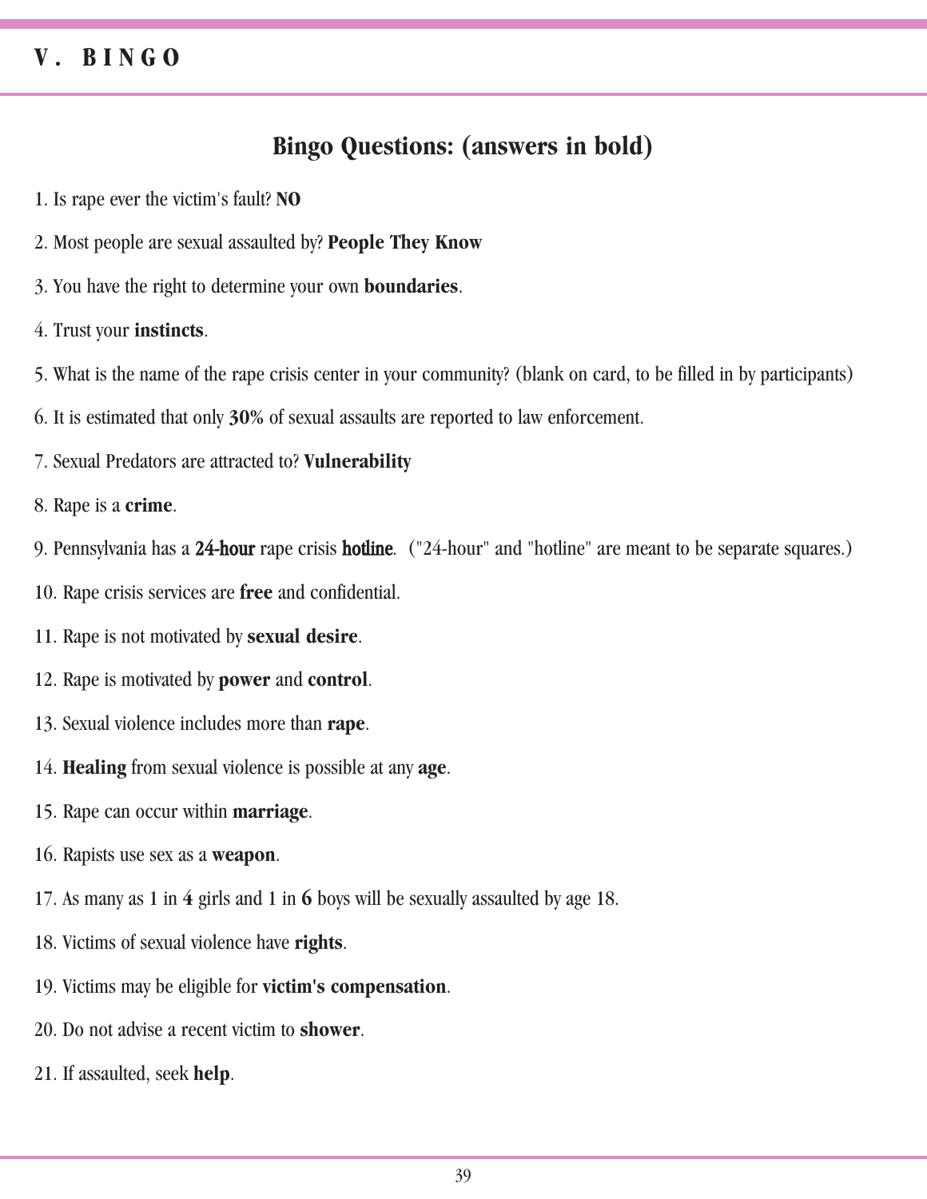## V. BINGO

## Bingo Questions: (answers in bold)

1. Is rape ever the victim's fault? **NO**
2. Most people are sexual assaulted by? **People They Know**
3. You have the right to determine your own **boundaries**.
4. Trust your **instincts**.
5. What is the name of the rape crisis center in your community? (blank on card, to be filled in by participants)
6. It is estimated that only **30%** of sexual assaults are reported to law enforcement.
7. Sexual Predators are attracted to? **Vulnerability**
8. Rape is a **crime**.
9. Pennsylvania has a **24-hour** rape crisis **hotline**. ("24-hour" and "hotline" are meant to be separate squares.)
10. Rape crisis services are **free** and confidential.
11. Rape is not motivated by **sexual desire**.
12. Rape is motivated by **power** and **control**.
13. Sexual violence includes more than **rape**.
14. **Healing** from sexual violence is possible at any **age**.
15. Rape can occur within **marriage**.
16. Rapists use sex as a **weapon**.
17. As many as 1 in **4** girls and 1 in **6** boys will be sexually assaulted by age 18.
18. Victims of sexual violence have **rights**.
19. Victims may be eligible for **victim's compensation**.
20. Do not advise a recent victim to **shower**.
21. If assaulted, seek **help**.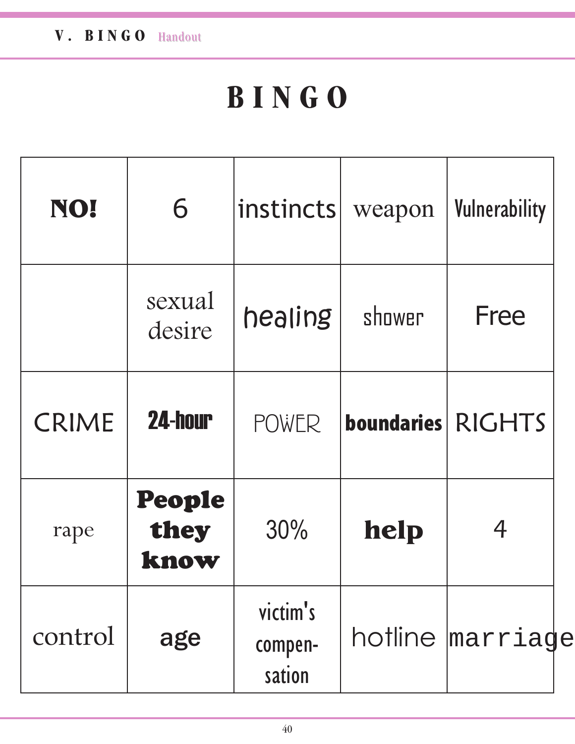# BINGO

| | | | | |
|---|---|---|---|---|
| **NO!** | 6 | instincts | weapon | Vulnerability |
| | sexual desire | healing | shower | Free |
| CRIME | **24-hour** | POWER | **boundaries** | RIGHTS |
| rape | **People they know** | 30% | **help** | 4 |
| control | age | victim's compen-sation | hotline | marriage |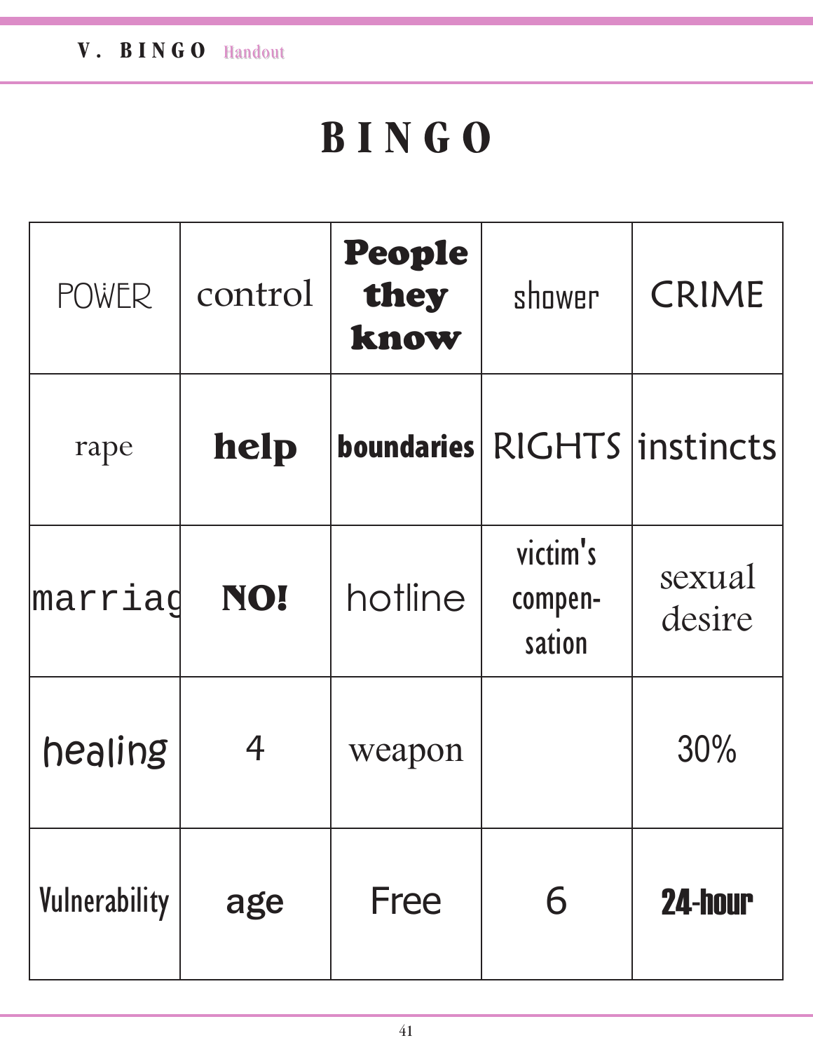# BINGO

| | | | | |
|---|---|---|---|---|
| POWER | control | **People they know** | shower | CRIME |
| rape | **help** | **boundaries** | RIGHTS | instincts |
| marriag | **NO!** | hotline | victim's compen-sation | sexual desire |
| healing | 4 | weapon | | 30% |
| Vulnerability | age | Free | 6 | **24-hour** |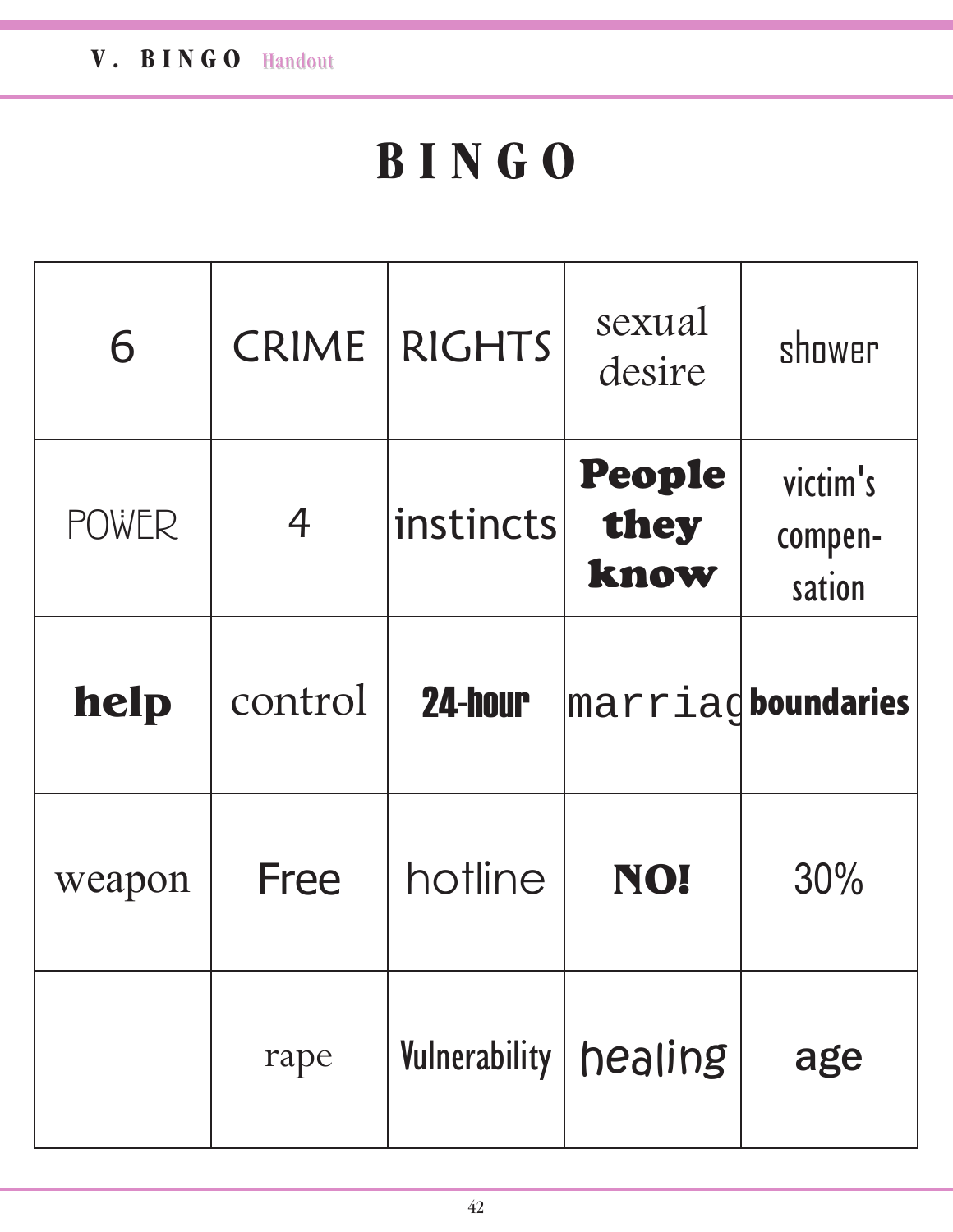# BINGO

| | | | | |
|---|---|---|---|---|
| 6 | CRIME | RIGHTS | sexual desire | shower |
| POWER | 4 | instincts | **People they know** | victim's compen-sation |
| **help** | control | **24-hour** | marriag | **boundaries** |
| weapon | Free | hotline | **NO!** | 30% |
| | rape | Vulnerability | healing | age |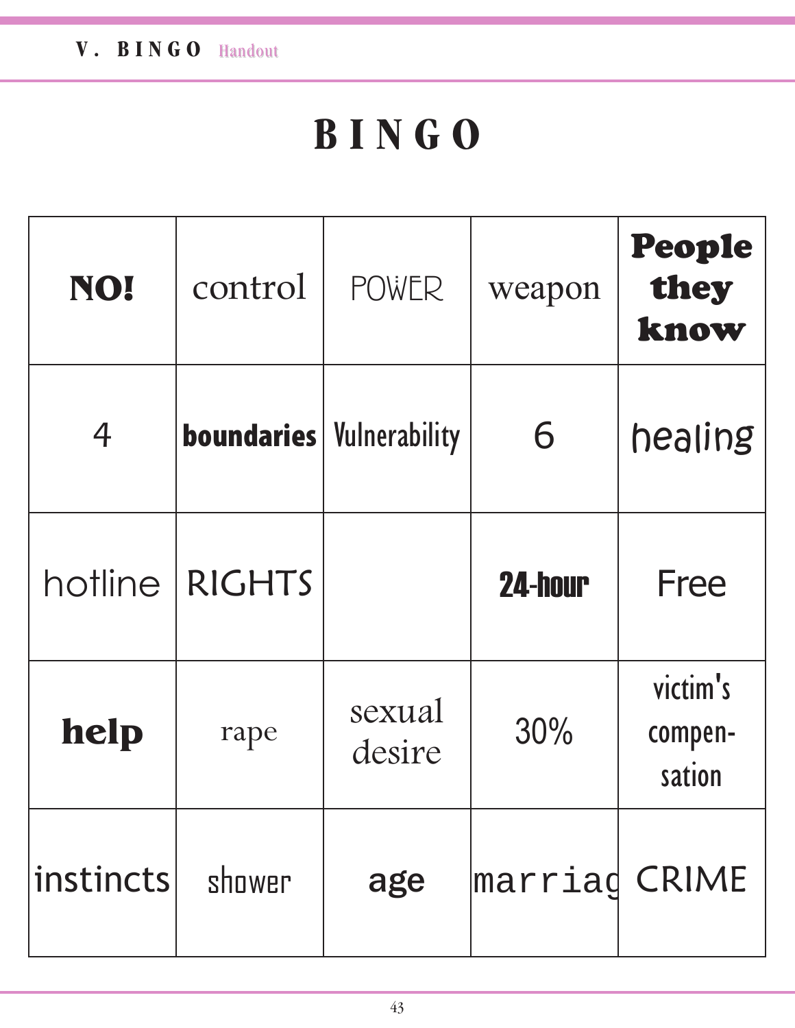# BINGO

| | | | | |
|---|---|---|---|---|
| **NO!** | control | POWER | weapon | **People they know** |
| 4 | **boundaries** | Vulnerability | 6 | healing |
| hotline | RIGHTS | | **24-hour** | Free |
| **help** | rape | sexual desire | 30% | victim's compen-sation |
| instincts | shower | **age** | marriag | CRIME |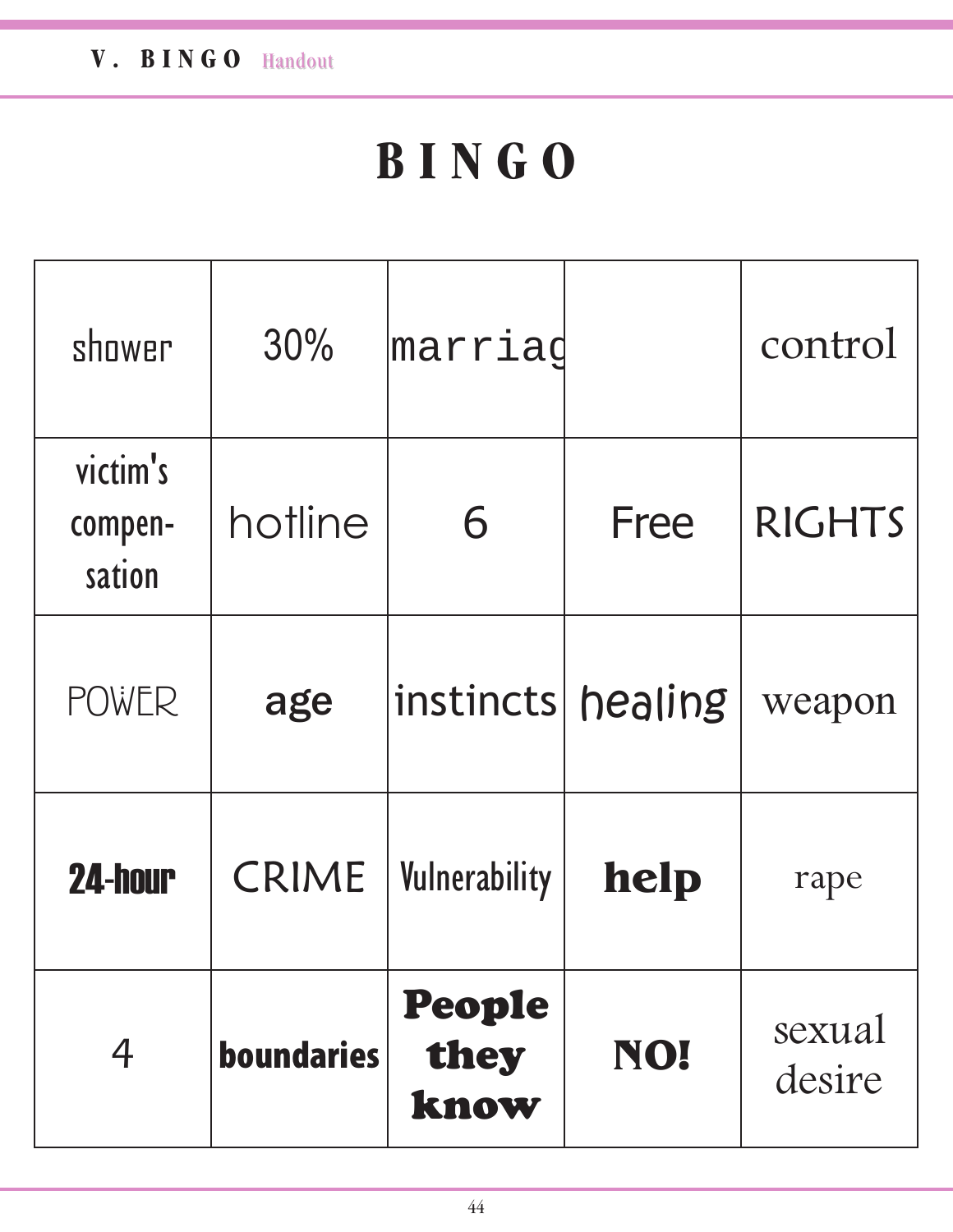# BINGO

| | | | | |
|---|---|---|---|---|
| shower | 30% | marriag | | control |
| victim's compen-sation | hotline | 6 | Free | RIGHTS |
| POWER | age | instincts | healing | weapon |
| 24-hour | CRIME | Vulnerability | help | rape |
| 4 | boundaries | People they know | NO! | sexual desire |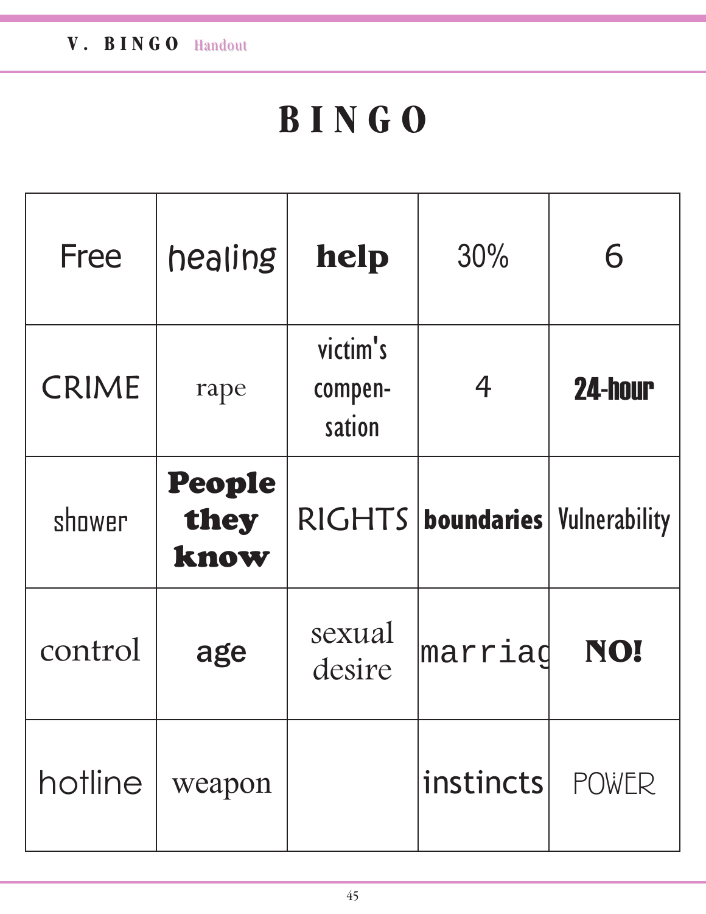# BINGO

| | | | | |
|---|---|---|---|---|
| Free | healing | **help** | 30% | 6 |
| CRIME | rape | victim's compen-sation | 4 | **24-hour** |
| shower | **People they know** | RIGHTS | **boundaries** | Vulnerability |
| control | **age** | sexual desire | marriag | **NO!** |
| hotline | weapon | | instincts | POWER |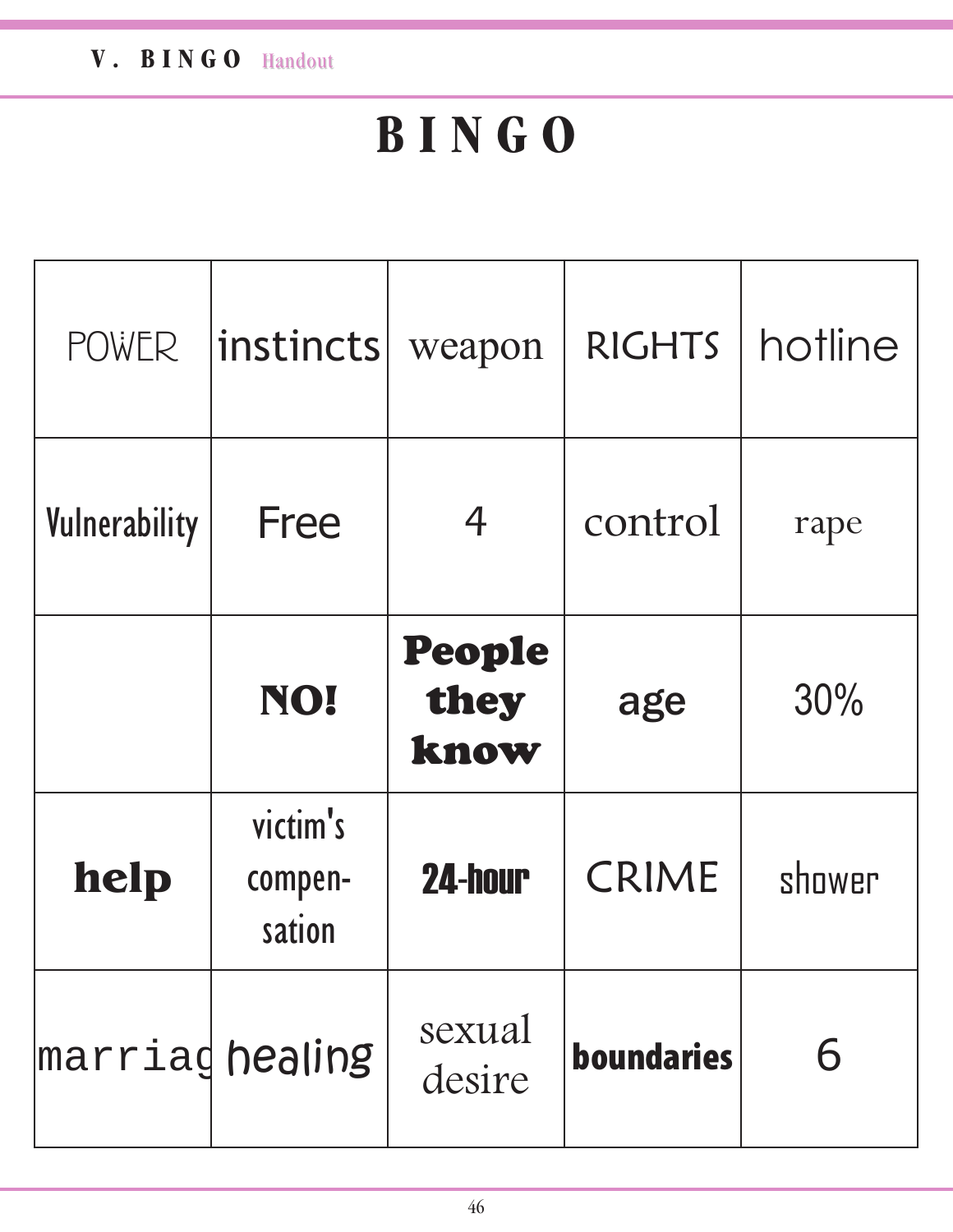# BINGO

| | | | | |
|---|---|---|---|---|
| POWER | instincts | weapon | RIGHTS | hotline |
| Vulnerability | Free | 4 | control | rape |
| | NO! | People they know | age | 30% |
| help | victim's compen-sation | 24-hour | CRIME | shower |
| marriag | healing | sexual desire | boundaries | 6 |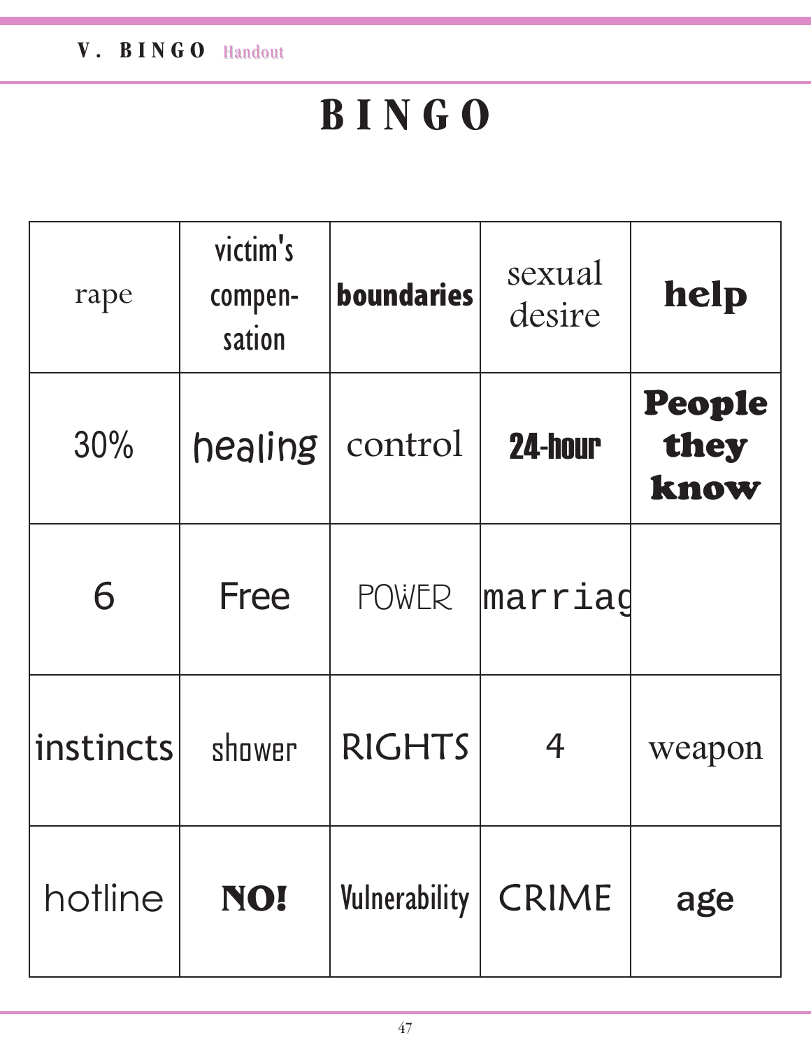# BINGO

| | | | | |
|---|---|---|---|---|
| rape | victim's compen-sation | **boundaries** | sexual desire | **help** |
| 30% | healing | control | **24-hour** | **People they know** |
| 6 | Free | POWER | marriag | |
| instincts | shower | RIGHTS | 4 | weapon |
| hotline | **NO!** | Vulnerability | CRIME | age |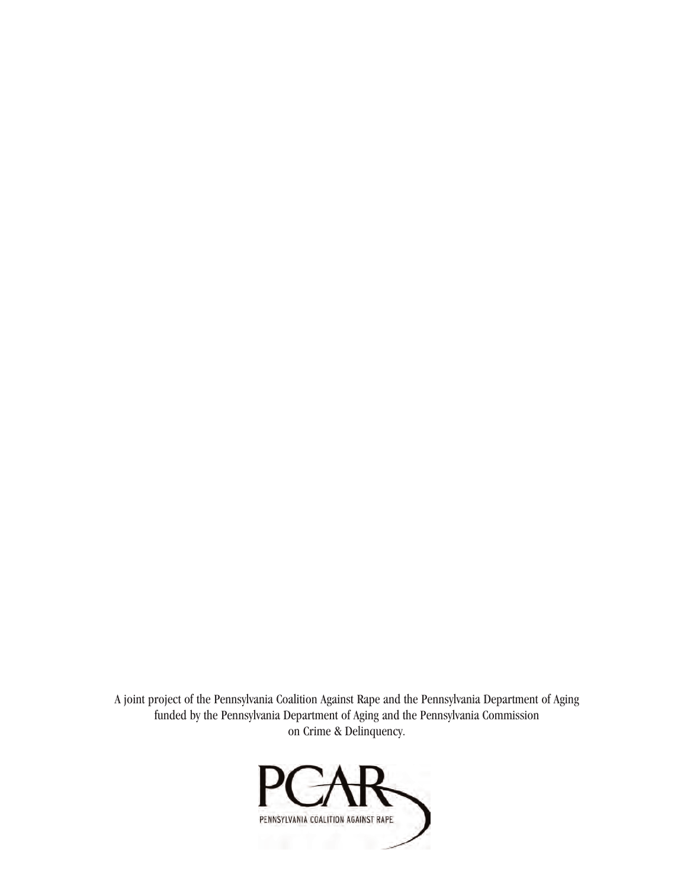A joint project of the Pennsylvania Coalition Against Rape and the Pennsylvania Department of Aging funded by the Pennsylvania Department of Aging and the Pennsylvania Commission on Crime & Delinquency.

PCAR

PENNSYLVANIA COALITION AGAINST RAPE